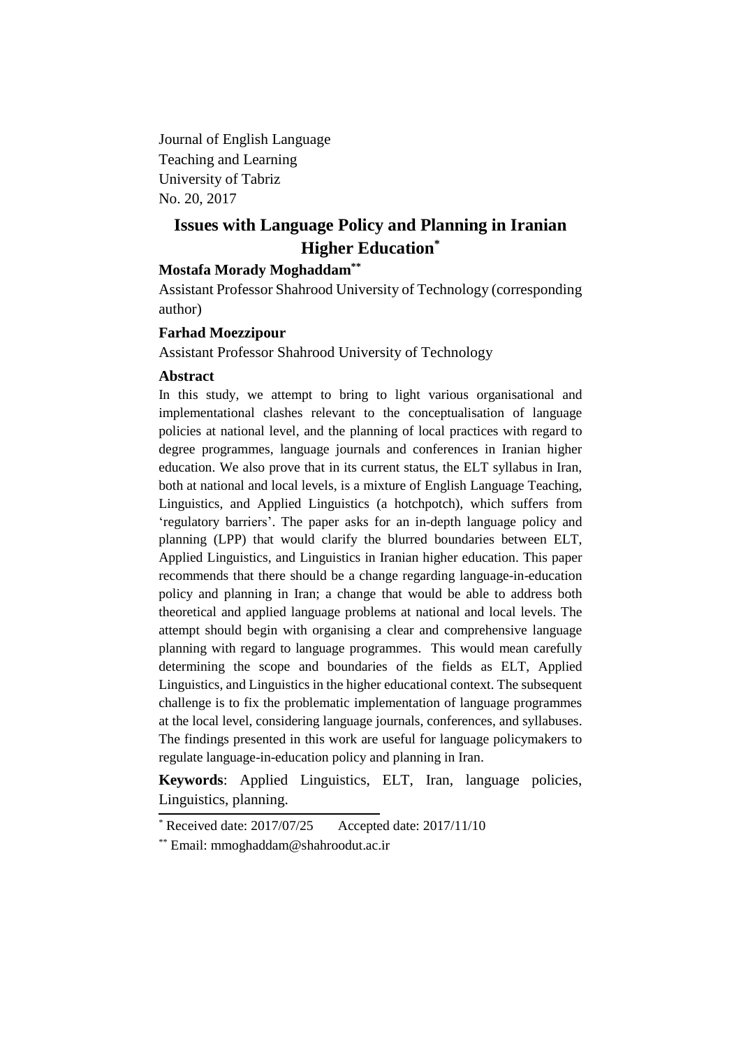Journal of English Language
Teaching and Learning
University of Tabriz
No. 20, 2017

# Issues with Language Policy and Planning in Iranian Higher Education[*]

**Mostafa Morady Moghaddam[**]**

Assistant Professor Shahrood University of Technology (corresponding author)

**Farhad Moezzipour**

Assistant Professor Shahrood University of Technology

## Abstract

In this study, we attempt to bring to light various organisational and implementational clashes relevant to the conceptualisation of language policies at national level, and the planning of local practices with regard to degree programmes, language journals and conferences in Iranian higher education. We also prove that in its current status, the ELT syllabus in Iran, both at national and local levels, is a mixture of English Language Teaching, Linguistics, and Applied Linguistics (a hotchpotch), which suffers from 'regulatory barriers'. The paper asks for an in-depth language policy and planning (LPP) that would clarify the blurred boundaries between ELT, Applied Linguistics, and Linguistics in Iranian higher education. This paper recommends that there should be a change regarding language-in-education policy and planning in Iran; a change that would be able to address both theoretical and applied language problems at national and local levels. The attempt should begin with organising a clear and comprehensive language planning with regard to language programmes. This would mean carefully determining the scope and boundaries of the fields as ELT, Applied Linguistics, and Linguistics in the higher educational context. The subsequent challenge is to fix the problematic implementation of language programmes at the local level, considering language journals, conferences, and syllabuses. The findings presented in this work are useful for language policymakers to regulate language-in-education policy and planning in Iran.

**Keywords**: Applied Linguistics, ELT, Iran, language policies, Linguistics, planning.

---

[*] Received date: 2017/07/25 Accepted date: 2017/11/10

[**] Email: mmoghaddam@shahroodut.ac.ir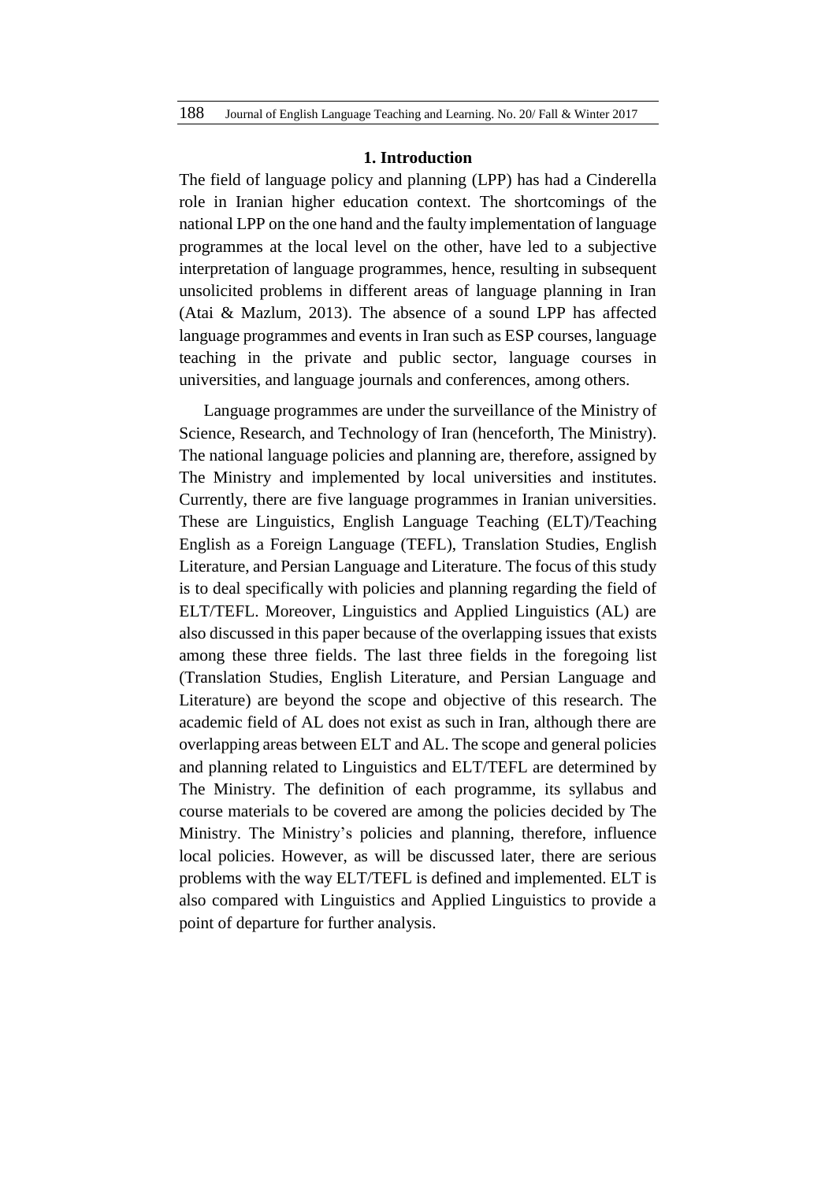## 1. Introduction

The field of language policy and planning (LPP) has had a Cinderella role in Iranian higher education context. The shortcomings of the national LPP on the one hand and the faulty implementation of language programmes at the local level on the other, have led to a subjective interpretation of language programmes, hence, resulting in subsequent unsolicited problems in different areas of language planning in Iran (Atai & Mazlum, 2013). The absence of a sound LPP has affected language programmes and events in Iran such as ESP courses, language teaching in the private and public sector, language courses in universities, and language journals and conferences, among others.

Language programmes are under the surveillance of the Ministry of Science, Research, and Technology of Iran (henceforth, The Ministry). The national language policies and planning are, therefore, assigned by The Ministry and implemented by local universities and institutes. Currently, there are five language programmes in Iranian universities. These are Linguistics, English Language Teaching (ELT)/Teaching English as a Foreign Language (TEFL), Translation Studies, English Literature, and Persian Language and Literature. The focus of this study is to deal specifically with policies and planning regarding the field of ELT/TEFL. Moreover, Linguistics and Applied Linguistics (AL) are also discussed in this paper because of the overlapping issues that exists among these three fields. The last three fields in the foregoing list (Translation Studies, English Literature, and Persian Language and Literature) are beyond the scope and objective of this research. The academic field of AL does not exist as such in Iran, although there are overlapping areas between ELT and AL. The scope and general policies and planning related to Linguistics and ELT/TEFL are determined by The Ministry. The definition of each programme, its syllabus and course materials to be covered are among the policies decided by The Ministry. The Ministry's policies and planning, therefore, influence local policies. However, as will be discussed later, there are serious problems with the way ELT/TEFL is defined and implemented. ELT is also compared with Linguistics and Applied Linguistics to provide a point of departure for further analysis.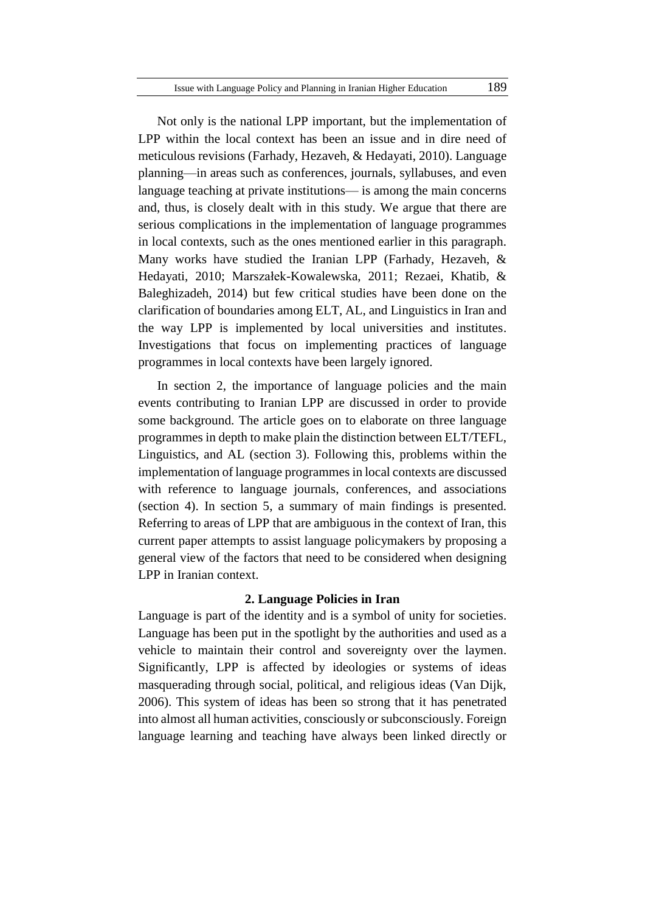Not only is the national LPP important, but the implementation of LPP within the local context has been an issue and in dire need of meticulous revisions (Farhady, Hezaveh, & Hedayati, 2010). Language planning—in areas such as conferences, journals, syllabuses, and even language teaching at private institutions— is among the main concerns and, thus, is closely dealt with in this study. We argue that there are serious complications in the implementation of language programmes in local contexts, such as the ones mentioned earlier in this paragraph. Many works have studied the Iranian LPP (Farhady, Hezaveh, & Hedayati, 2010; Marszałek-Kowalewska, 2011; Rezaei, Khatib, & Baleghizadeh, 2014) but few critical studies have been done on the clarification of boundaries among ELT, AL, and Linguistics in Iran and the way LPP is implemented by local universities and institutes. Investigations that focus on implementing practices of language programmes in local contexts have been largely ignored.

In section 2, the importance of language policies and the main events contributing to Iranian LPP are discussed in order to provide some background. The article goes on to elaborate on three language programmes in depth to make plain the distinction between ELT/TEFL, Linguistics, and AL (section 3). Following this, problems within the implementation of language programmes in local contexts are discussed with reference to language journals, conferences, and associations (section 4). In section 5, a summary of main findings is presented. Referring to areas of LPP that are ambiguous in the context of Iran, this current paper attempts to assist language policymakers by proposing a general view of the factors that need to be considered when designing LPP in Iranian context.

## 2. Language Policies in Iran

Language is part of the identity and is a symbol of unity for societies. Language has been put in the spotlight by the authorities and used as a vehicle to maintain their control and sovereignty over the laymen. Significantly, LPP is affected by ideologies or systems of ideas masquerading through social, political, and religious ideas (Van Dijk, 2006). This system of ideas has been so strong that it has penetrated into almost all human activities, consciously or subconsciously. Foreign language learning and teaching have always been linked directly or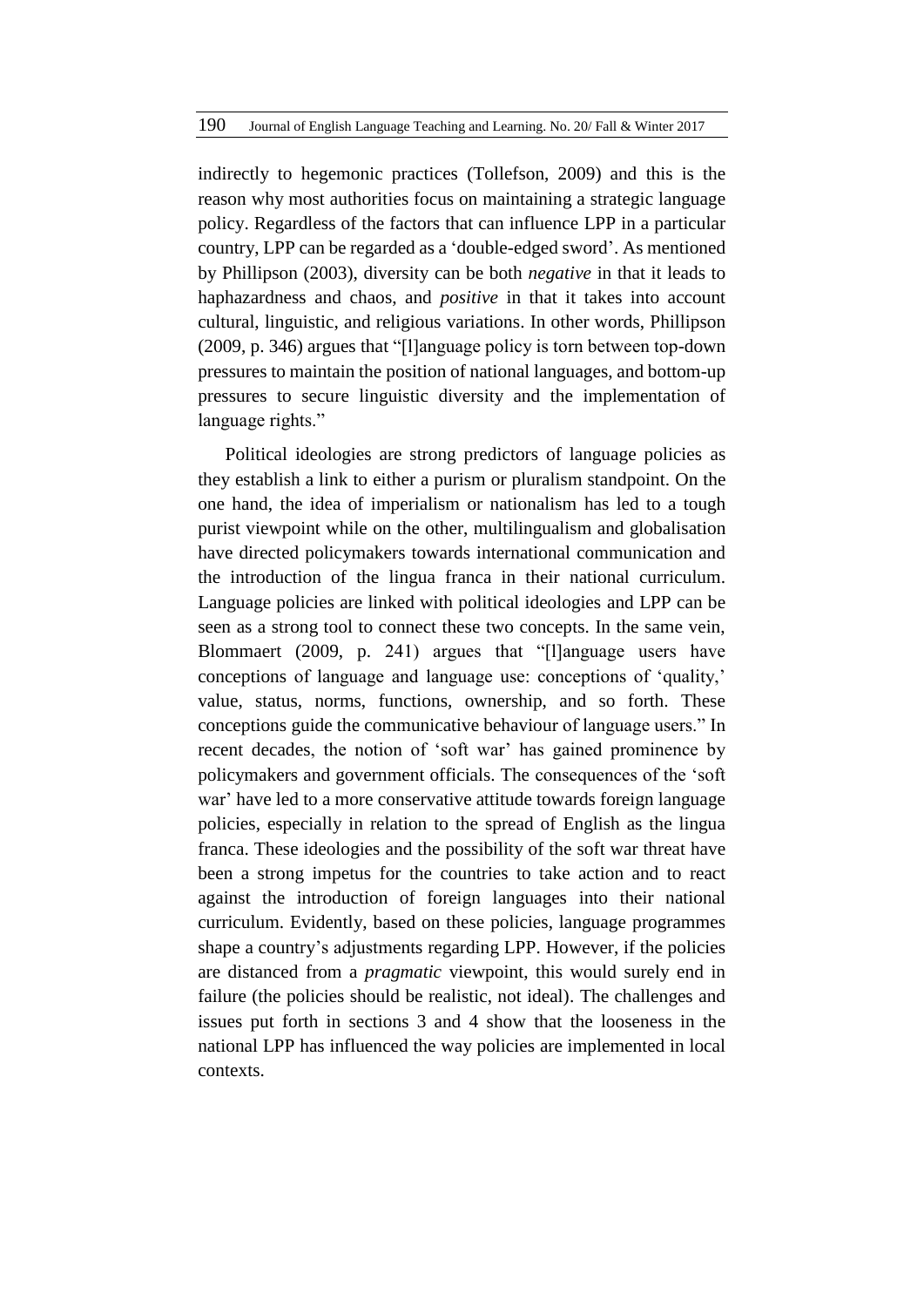indirectly to hegemonic practices (Tollefson, 2009) and this is the reason why most authorities focus on maintaining a strategic language policy. Regardless of the factors that can influence LPP in a particular country, LPP can be regarded as a 'double-edged sword'. As mentioned by Phillipson (2003), diversity can be both *negative* in that it leads to haphazardness and chaos, and *positive* in that it takes into account cultural, linguistic, and religious variations. In other words, Phillipson (2009, p. 346) argues that "[l]anguage policy is torn between top-down pressures to maintain the position of national languages, and bottom-up pressures to secure linguistic diversity and the implementation of language rights."

Political ideologies are strong predictors of language policies as they establish a link to either a purism or pluralism standpoint. On the one hand, the idea of imperialism or nationalism has led to a tough purist viewpoint while on the other, multilingualism and globalisation have directed policymakers towards international communication and the introduction of the lingua franca in their national curriculum. Language policies are linked with political ideologies and LPP can be seen as a strong tool to connect these two concepts. In the same vein, Blommaert (2009, p. 241) argues that "[l]anguage users have conceptions of language and language use: conceptions of 'quality,' value, status, norms, functions, ownership, and so forth. These conceptions guide the communicative behaviour of language users." In recent decades, the notion of 'soft war' has gained prominence by policymakers and government officials. The consequences of the 'soft war' have led to a more conservative attitude towards foreign language policies, especially in relation to the spread of English as the lingua franca. These ideologies and the possibility of the soft war threat have been a strong impetus for the countries to take action and to react against the introduction of foreign languages into their national curriculum. Evidently, based on these policies, language programmes shape a country's adjustments regarding LPP. However, if the policies are distanced from a *pragmatic* viewpoint, this would surely end in failure (the policies should be realistic, not ideal). The challenges and issues put forth in sections 3 and 4 show that the looseness in the national LPP has influenced the way policies are implemented in local contexts.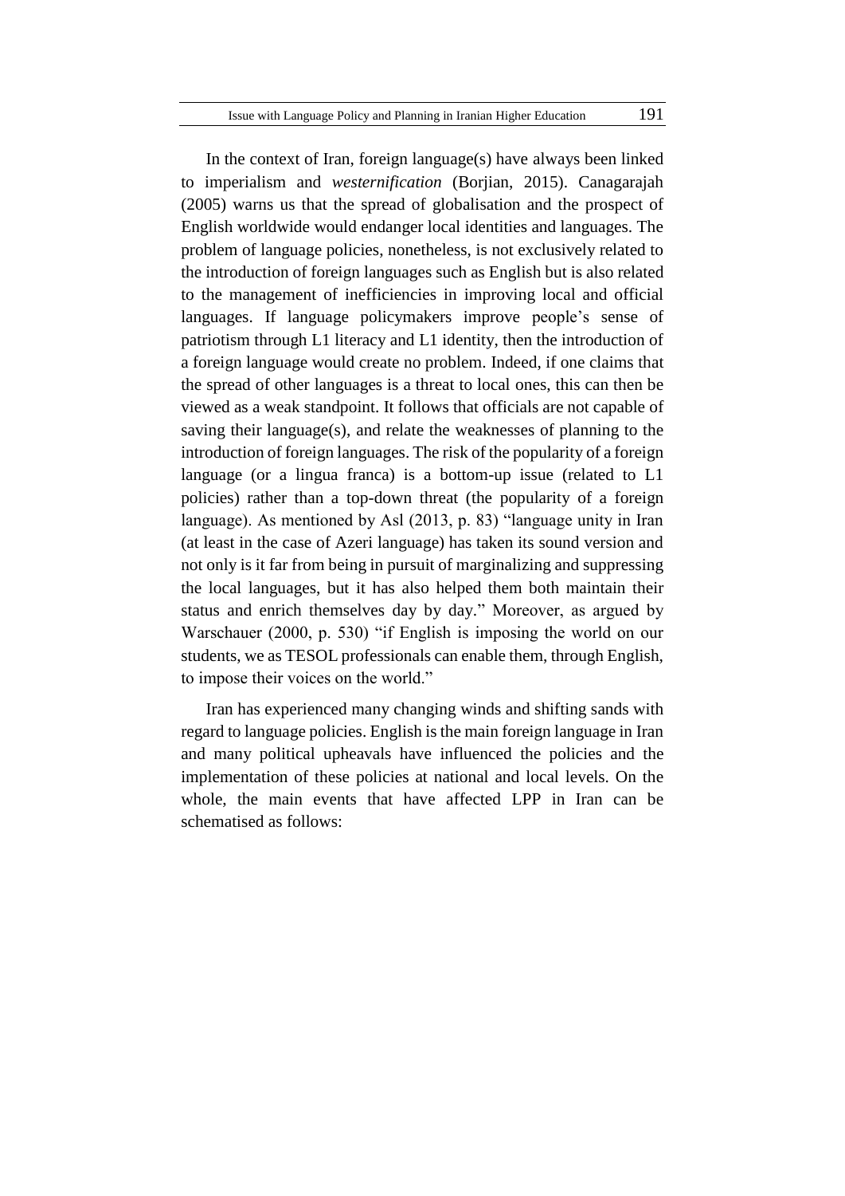In the context of Iran, foreign language(s) have always been linked to imperialism and *westernification* (Borjian, 2015). Canagarajah (2005) warns us that the spread of globalisation and the prospect of English worldwide would endanger local identities and languages. The problem of language policies, nonetheless, is not exclusively related to the introduction of foreign languages such as English but is also related to the management of inefficiencies in improving local and official languages. If language policymakers improve people's sense of patriotism through L1 literacy and L1 identity, then the introduction of a foreign language would create no problem. Indeed, if one claims that the spread of other languages is a threat to local ones, this can then be viewed as a weak standpoint. It follows that officials are not capable of saving their language(s), and relate the weaknesses of planning to the introduction of foreign languages. The risk of the popularity of a foreign language (or a lingua franca) is a bottom-up issue (related to L1 policies) rather than a top-down threat (the popularity of a foreign language). As mentioned by Asl (2013, p. 83) "language unity in Iran (at least in the case of Azeri language) has taken its sound version and not only is it far from being in pursuit of marginalizing and suppressing the local languages, but it has also helped them both maintain their status and enrich themselves day by day." Moreover, as argued by Warschauer (2000, p. 530) "if English is imposing the world on our students, we as TESOL professionals can enable them, through English, to impose their voices on the world."

Iran has experienced many changing winds and shifting sands with regard to language policies. English is the main foreign language in Iran and many political upheavals have influenced the policies and the implementation of these policies at national and local levels. On the whole, the main events that have affected LPP in Iran can be schematised as follows: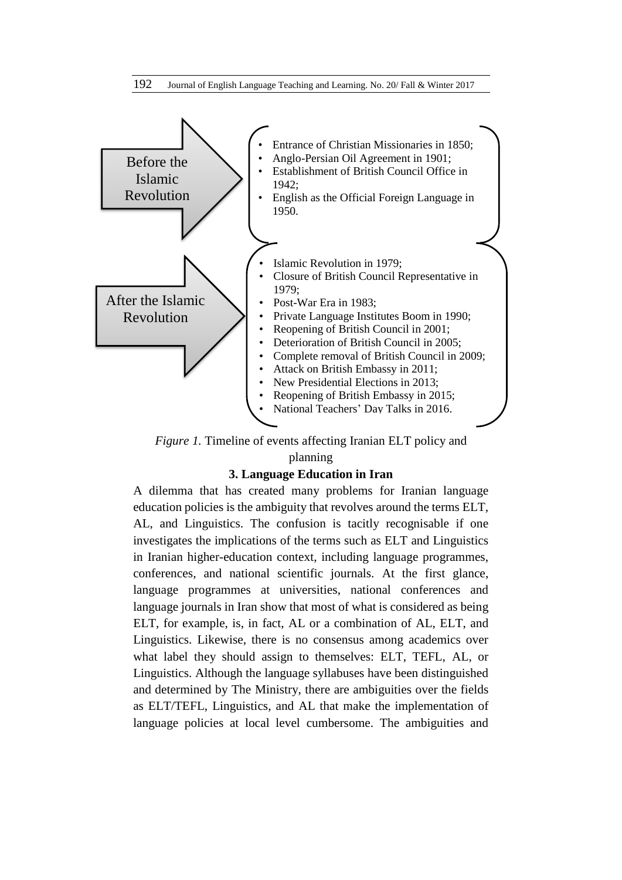**Before the Islamic Revolution**

- Entrance of Christian Missionaries in 1850;
- Anglo-Persian Oil Agreement in 1901;
- Establishment of British Council Office in 1942;
- English as the Official Foreign Language in 1950.

**After the Islamic Revolution**

- Islamic Revolution in 1979;
- Closure of British Council Representative in 1979;
- Post-War Era in 1983;
- Private Language Institutes Boom in 1990;
- Reopening of British Council in 2001;
- Deterioration of British Council in 2005;
- Complete removal of British Council in 2009;
- Attack on British Embassy in 2011;
- New Presidential Elections in 2013;
- Reopening of British Embassy in 2015;
- National Teachers' Day Talks in 2016.

*Figure 1.* Timeline of events affecting Iranian ELT policy and planning

## 3. Language Education in Iran

A dilemma that has created many problems for Iranian language education policies is the ambiguity that revolves around the terms ELT, AL, and Linguistics. The confusion is tacitly recognisable if one investigates the implications of the terms such as ELT and Linguistics in Iranian higher-education context, including language programmes, conferences, and national scientific journals. At the first glance, language programmes at universities, national conferences and language journals in Iran show that most of what is considered as being ELT, for example, is, in fact, AL or a combination of AL, ELT, and Linguistics. Likewise, there is no consensus among academics over what label they should assign to themselves: ELT, TEFL, AL, or Linguistics. Although the language syllabuses have been distinguished and determined by The Ministry, there are ambiguities over the fields as ELT/TEFL, Linguistics, and AL that make the implementation of language policies at local level cumbersome. The ambiguities and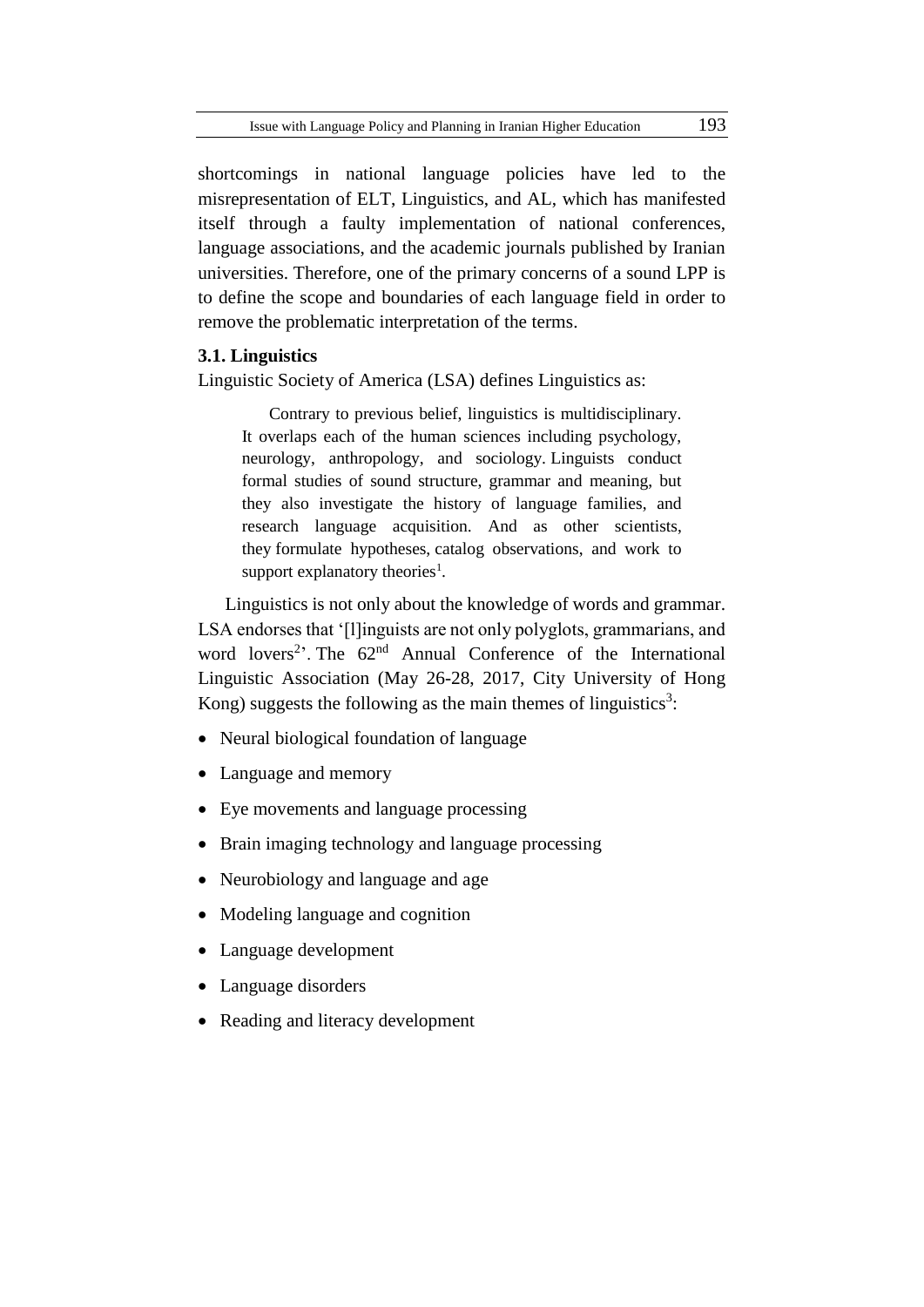shortcomings in national language policies have led to the misrepresentation of ELT, Linguistics, and AL, which has manifested itself through a faulty implementation of national conferences, language associations, and the academic journals published by Iranian universities. Therefore, one of the primary concerns of a sound LPP is to define the scope and boundaries of each language field in order to remove the problematic interpretation of the terms.

### 3.1. Linguistics

Linguistic Society of America (LSA) defines Linguistics as:

> Contrary to previous belief, linguistics is multidisciplinary. It overlaps each of the human sciences including psychology, neurology, anthropology, and sociology. Linguists conduct formal studies of sound structure, grammar and meaning, but they also investigate the history of language families, and research language acquisition. And as other scientists, they formulate hypotheses, catalog observations, and work to support explanatory theories[1].

Linguistics is not only about the knowledge of words and grammar. LSA endorses that '[l]inguists are not only polyglots, grammarians, and word lovers[2]'. The 62nd Annual Conference of the International Linguistic Association (May 26-28, 2017, City University of Hong Kong) suggests the following as the main themes of linguistics[3]:

- Neural biological foundation of language
- Language and memory
- Eye movements and language processing
- Brain imaging technology and language processing
- Neurobiology and language and age
- Modeling language and cognition
- Language development
- Language disorders
- Reading and literacy development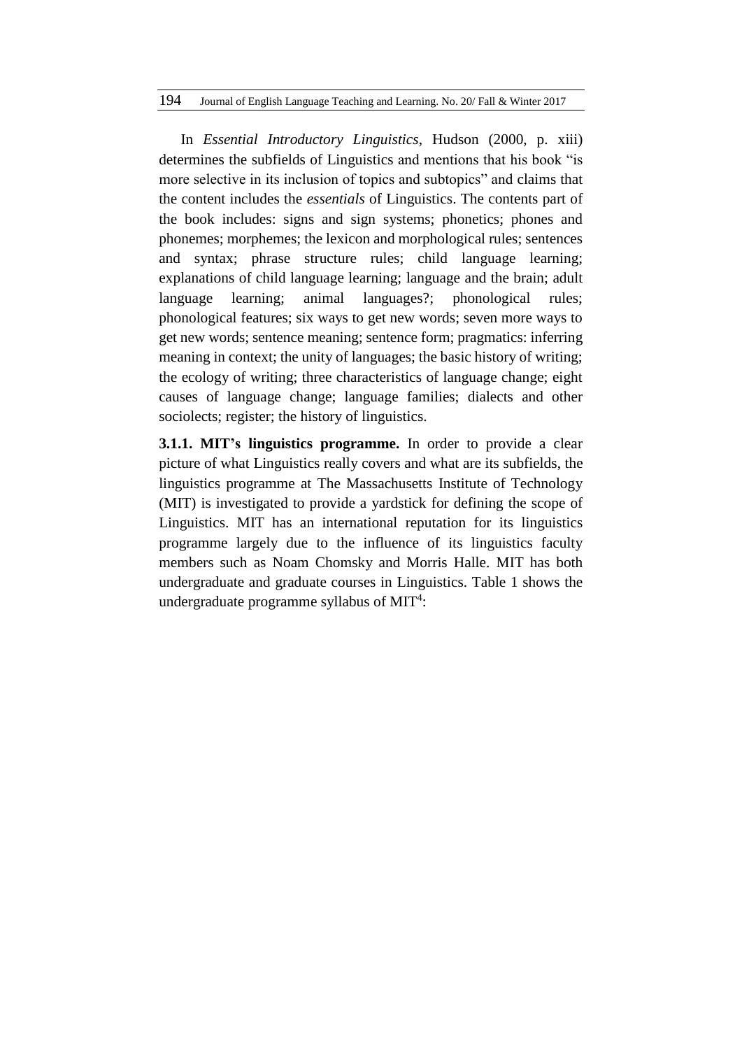In *Essential Introductory Linguistics*, Hudson (2000, p. xiii) determines the subfields of Linguistics and mentions that his book "is more selective in its inclusion of topics and subtopics" and claims that the content includes the *essentials* of Linguistics. The contents part of the book includes: signs and sign systems; phonetics; phones and phonemes; morphemes; the lexicon and morphological rules; sentences and syntax; phrase structure rules; child language learning; explanations of child language learning; language and the brain; adult language learning; animal languages?; phonological rules; phonological features; six ways to get new words; seven more ways to get new words; sentence meaning; sentence form; pragmatics: inferring meaning in context; the unity of languages; the basic history of writing; the ecology of writing; three characteristics of language change; eight causes of language change; language families; dialects and other sociolects; register; the history of linguistics.

**3.1.1. MIT's linguistics programme.** In order to provide a clear picture of what Linguistics really covers and what are its subfields, the linguistics programme at The Massachusetts Institute of Technology (MIT) is investigated to provide a yardstick for defining the scope of Linguistics. MIT has an international reputation for its linguistics programme largely due to the influence of its linguistics faculty members such as Noam Chomsky and Morris Halle. MIT has both undergraduate and graduate courses in Linguistics. Table 1 shows the undergraduate programme syllabus of MIT[4]: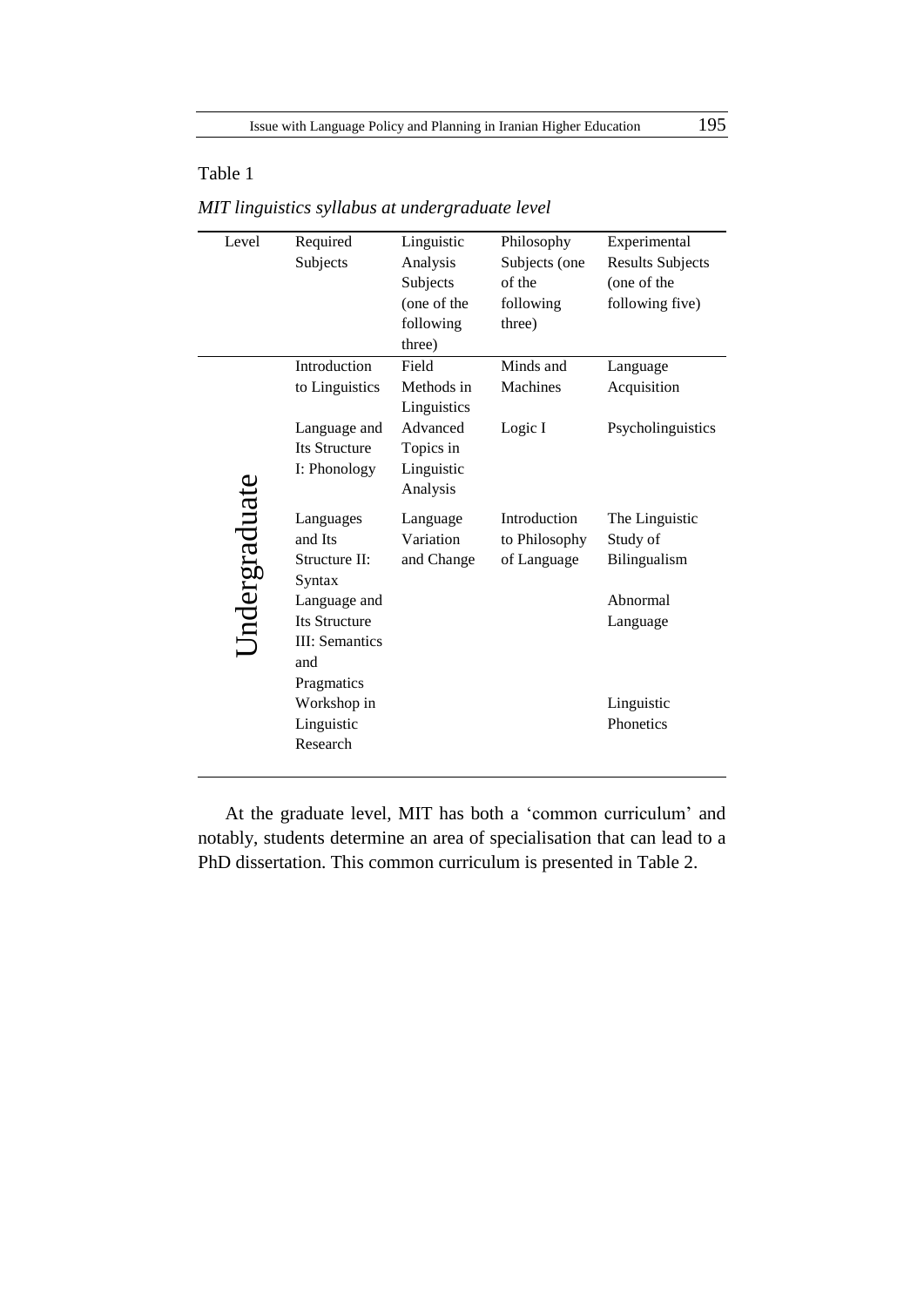Table 1

*MIT linguistics syllabus at undergraduate level*

| Level | Required Subjects | Linguistic Analysis Subjects (one of the following three) | Philosophy Subjects (one of the following three) | Experimental Results Subjects (one of the following five) |
|---|---|---|---|---|
| Undergraduate | Introduction to Linguistics | Field Methods in Linguistics | Minds and Machines | Language Acquisition |
| | Language and Its Structure I: Phonology | Advanced Topics in Linguistic Analysis | Logic I | Psycholinguistics |
| | Languages and Its Structure II: Syntax | Language Variation and Change | Introduction to Philosophy of Language | The Linguistic Study of Bilingualism |
| | Language and Its Structure III: Semantics and Pragmatics | | | Abnormal Language |
| | Workshop in Linguistic Research | | | Linguistic Phonetics |

At the graduate level, MIT has both a 'common curriculum' and notably, students determine an area of specialisation that can lead to a PhD dissertation. This common curriculum is presented in Table 2.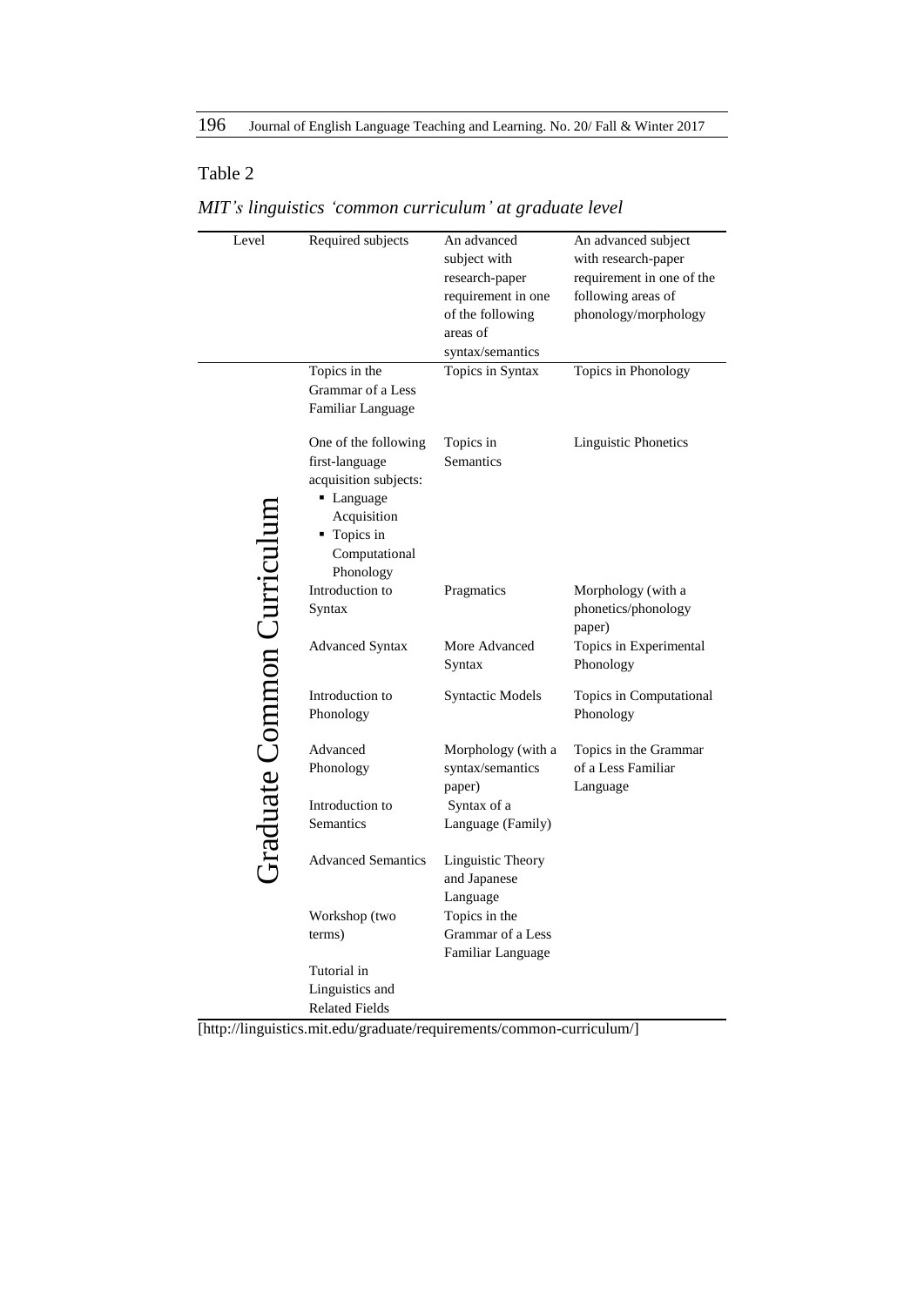Table 2

*MIT's linguistics 'common curriculum' at graduate level*

| Level | Required subjects | An advanced subject with research-paper requirement in one of the following areas of syntax/semantics | An advanced subject with research-paper requirement in one of the following areas of phonology/morphology |
|---|---|---|---|
| Graduate Common Curriculum | Topics in the Grammar of a Less Familiar Language | Topics in Syntax | Topics in Phonology |
| | One of the following first-language acquisition subjects: ▪ Language Acquisition ▪ Topics in Computational Phonology | Topics in Semantics | Linguistic Phonetics |
| | Introduction to Syntax | Pragmatics | Morphology (with a phonetics/phonology paper) |
| | Advanced Syntax | More Advanced Syntax | Topics in Experimental Phonology |
| | Introduction to Phonology | Syntactic Models | Topics in Computational Phonology |
| | Advanced Phonology | Morphology (with a syntax/semantics paper) | Topics in the Grammar of a Less Familiar Language |
| | Introduction to Semantics | Syntax of a Language (Family) | |
| | Advanced Semantics | Linguistic Theory and Japanese Language | |
| | Workshop (two terms) | Topics in the Grammar of a Less Familiar Language | |
| | Tutorial in Linguistics and Related Fields | | |

[http://linguistics.mit.edu/graduate/requirements/common-curriculum/]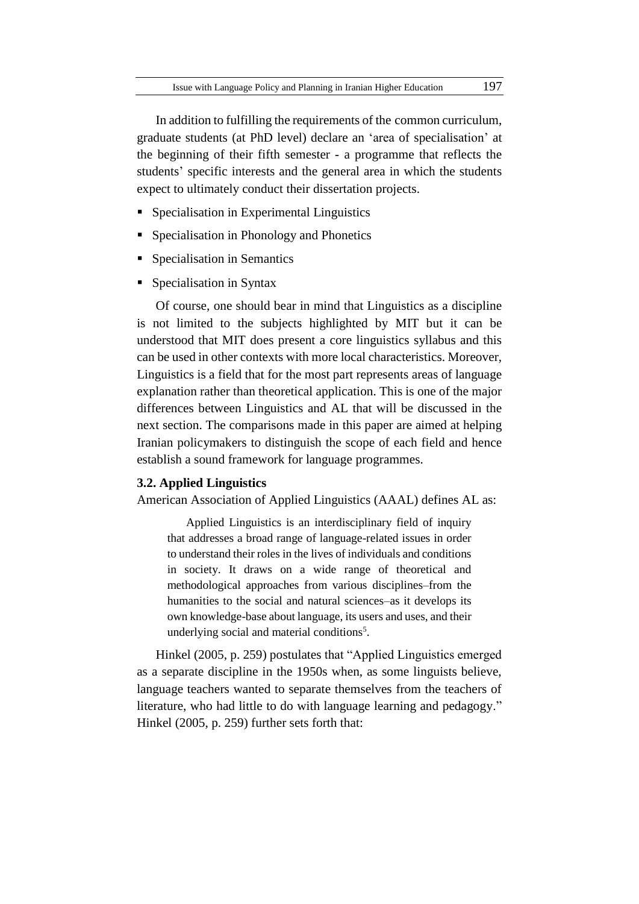In addition to fulfilling the requirements of the common curriculum, graduate students (at PhD level) declare an 'area of specialisation' at the beginning of their fifth semester - a programme that reflects the students' specific interests and the general area in which the students expect to ultimately conduct their dissertation projects.

- Specialisation in Experimental Linguistics
- Specialisation in Phonology and Phonetics
- Specialisation in Semantics
- Specialisation in Syntax

Of course, one should bear in mind that Linguistics as a discipline is not limited to the subjects highlighted by MIT but it can be understood that MIT does present a core linguistics syllabus and this can be used in other contexts with more local characteristics. Moreover, Linguistics is a field that for the most part represents areas of language explanation rather than theoretical application. This is one of the major differences between Linguistics and AL that will be discussed in the next section. The comparisons made in this paper are aimed at helping Iranian policymakers to distinguish the scope of each field and hence establish a sound framework for language programmes.

### 3.2. Applied Linguistics

American Association of Applied Linguistics (AAAL) defines AL as:

> Applied Linguistics is an interdisciplinary field of inquiry that addresses a broad range of language-related issues in order to understand their roles in the lives of individuals and conditions in society. It draws on a wide range of theoretical and methodological approaches from various disciplines–from the humanities to the social and natural sciences–as it develops its own knowledge-base about language, its users and uses, and their underlying social and material conditions[5].

Hinkel (2005, p. 259) postulates that "Applied Linguistics emerged as a separate discipline in the 1950s when, as some linguists believe, language teachers wanted to separate themselves from the teachers of literature, who had little to do with language learning and pedagogy." Hinkel (2005, p. 259) further sets forth that: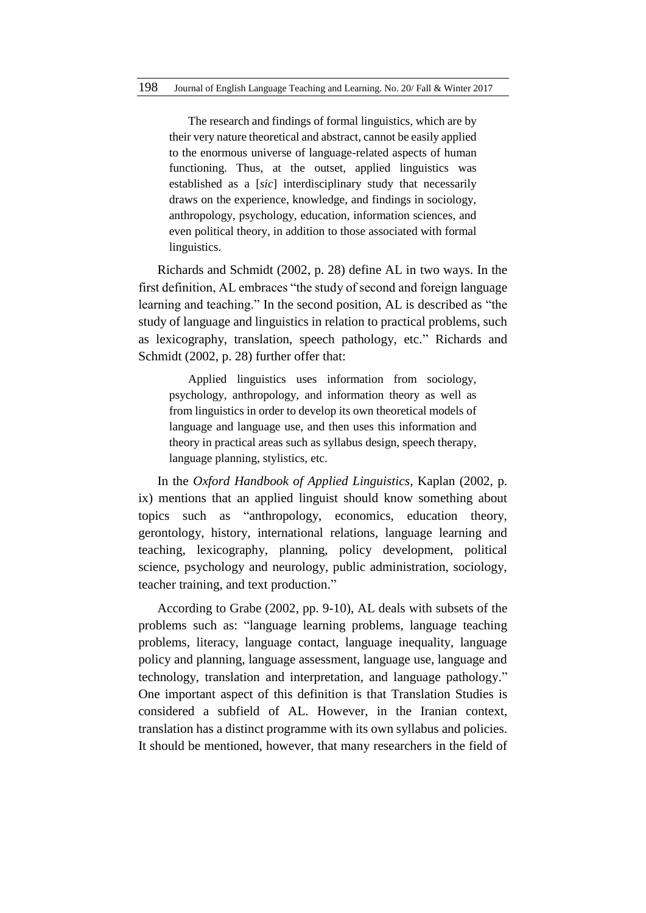> The research and findings of formal linguistics, which are by their very nature theoretical and abstract, cannot be easily applied to the enormous universe of language-related aspects of human functioning. Thus, at the outset, applied linguistics was established as a [*sic*] interdisciplinary study that necessarily draws on the experience, knowledge, and findings in sociology, anthropology, psychology, education, information sciences, and even political theory, in addition to those associated with formal linguistics.

Richards and Schmidt (2002, p. 28) define AL in two ways. In the first definition, AL embraces "the study of second and foreign language learning and teaching." In the second position, AL is described as "the study of language and linguistics in relation to practical problems, such as lexicography, translation, speech pathology, etc." Richards and Schmidt (2002, p. 28) further offer that:

> Applied linguistics uses information from sociology, psychology, anthropology, and information theory as well as from linguistics in order to develop its own theoretical models of language and language use, and then uses this information and theory in practical areas such as syllabus design, speech therapy, language planning, stylistics, etc.

In the *Oxford Handbook of Applied Linguistics*, Kaplan (2002, p. ix) mentions that an applied linguist should know something about topics such as "anthropology, economics, education theory, gerontology, history, international relations, language learning and teaching, lexicography, planning, policy development, political science, psychology and neurology, public administration, sociology, teacher training, and text production."

According to Grabe (2002, pp. 9-10), AL deals with subsets of the problems such as: "language learning problems, language teaching problems, literacy, language contact, language inequality, language policy and planning, language assessment, language use, language and technology, translation and interpretation, and language pathology." One important aspect of this definition is that Translation Studies is considered a subfield of AL. However, in the Iranian context, translation has a distinct programme with its own syllabus and policies. It should be mentioned, however, that many researchers in the field of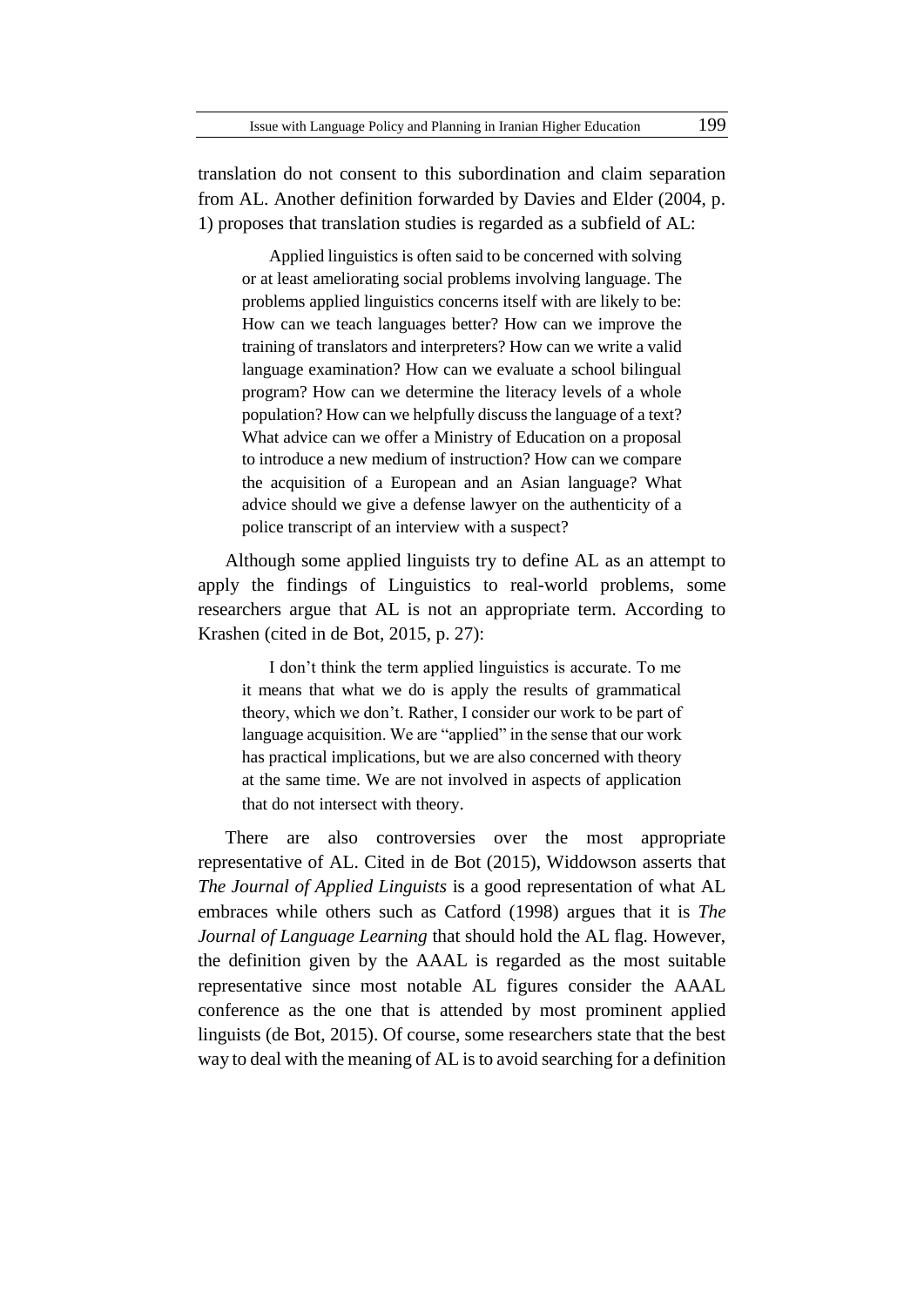translation do not consent to this subordination and claim separation from AL. Another definition forwarded by Davies and Elder (2004, p. 1) proposes that translation studies is regarded as a subfield of AL:

> Applied linguistics is often said to be concerned with solving or at least ameliorating social problems involving language. The problems applied linguistics concerns itself with are likely to be: How can we teach languages better? How can we improve the training of translators and interpreters? How can we write a valid language examination? How can we evaluate a school bilingual program? How can we determine the literacy levels of a whole population? How can we helpfully discuss the language of a text? What advice can we offer a Ministry of Education on a proposal to introduce a new medium of instruction? How can we compare the acquisition of a European and an Asian language? What advice should we give a defense lawyer on the authenticity of a police transcript of an interview with a suspect?

Although some applied linguists try to define AL as an attempt to apply the findings of Linguistics to real-world problems, some researchers argue that AL is not an appropriate term. According to Krashen (cited in de Bot, 2015, p. 27):

> I don't think the term applied linguistics is accurate. To me it means that what we do is apply the results of grammatical theory, which we don't. Rather, I consider our work to be part of language acquisition. We are "applied" in the sense that our work has practical implications, but we are also concerned with theory at the same time. We are not involved in aspects of application that do not intersect with theory.

There are also controversies over the most appropriate representative of AL. Cited in de Bot (2015), Widdowson asserts that *The Journal of Applied Linguists* is a good representation of what AL embraces while others such as Catford (1998) argues that it is *The Journal of Language Learning* that should hold the AL flag. However, the definition given by the AAAL is regarded as the most suitable representative since most notable AL figures consider the AAAL conference as the one that is attended by most prominent applied linguists (de Bot, 2015). Of course, some researchers state that the best way to deal with the meaning of AL is to avoid searching for a definition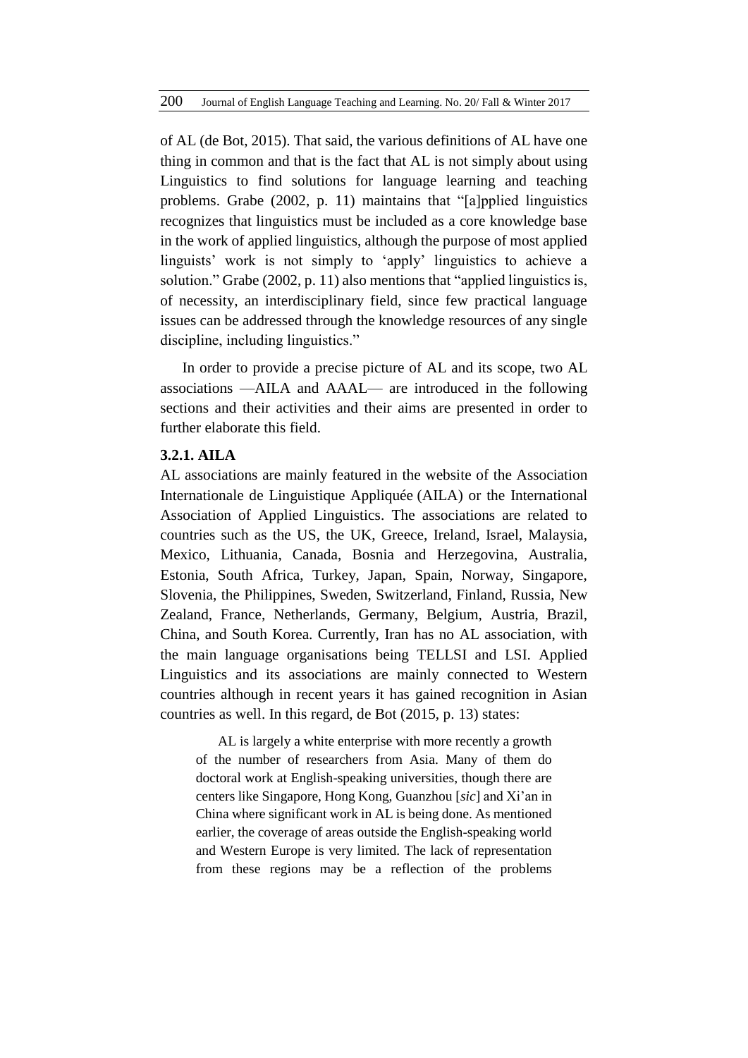of AL (de Bot, 2015). That said, the various definitions of AL have one thing in common and that is the fact that AL is not simply about using Linguistics to find solutions for language learning and teaching problems. Grabe (2002, p. 11) maintains that "[a]pplied linguistics recognizes that linguistics must be included as a core knowledge base in the work of applied linguistics, although the purpose of most applied linguists' work is not simply to 'apply' linguistics to achieve a solution." Grabe (2002, p. 11) also mentions that "applied linguistics is, of necessity, an interdisciplinary field, since few practical language issues can be addressed through the knowledge resources of any single discipline, including linguistics."

In order to provide a precise picture of AL and its scope, two AL associations —AILA and AAAL— are introduced in the following sections and their activities and their aims are presented in order to further elaborate this field.

### 3.2.1. AILA

AL associations are mainly featured in the website of the Association Internationale de Linguistique Appliquée (AILA) or the International Association of Applied Linguistics. The associations are related to countries such as the US, the UK, Greece, Ireland, Israel, Malaysia, Mexico, Lithuania, Canada, Bosnia and Herzegovina, Australia, Estonia, South Africa, Turkey, Japan, Spain, Norway, Singapore, Slovenia, the Philippines, Sweden, Switzerland, Finland, Russia, New Zealand, France, Netherlands, Germany, Belgium, Austria, Brazil, China, and South Korea. Currently, Iran has no AL association, with the main language organisations being TELLSI and LSI. Applied Linguistics and its associations are mainly connected to Western countries although in recent years it has gained recognition in Asian countries as well. In this regard, de Bot (2015, p. 13) states:

> AL is largely a white enterprise with more recently a growth of the number of researchers from Asia. Many of them do doctoral work at English-speaking universities, though there are centers like Singapore, Hong Kong, Guanzhou [*sic*] and Xi'an in China where significant work in AL is being done. As mentioned earlier, the coverage of areas outside the English-speaking world and Western Europe is very limited. The lack of representation from these regions may be a reflection of the problems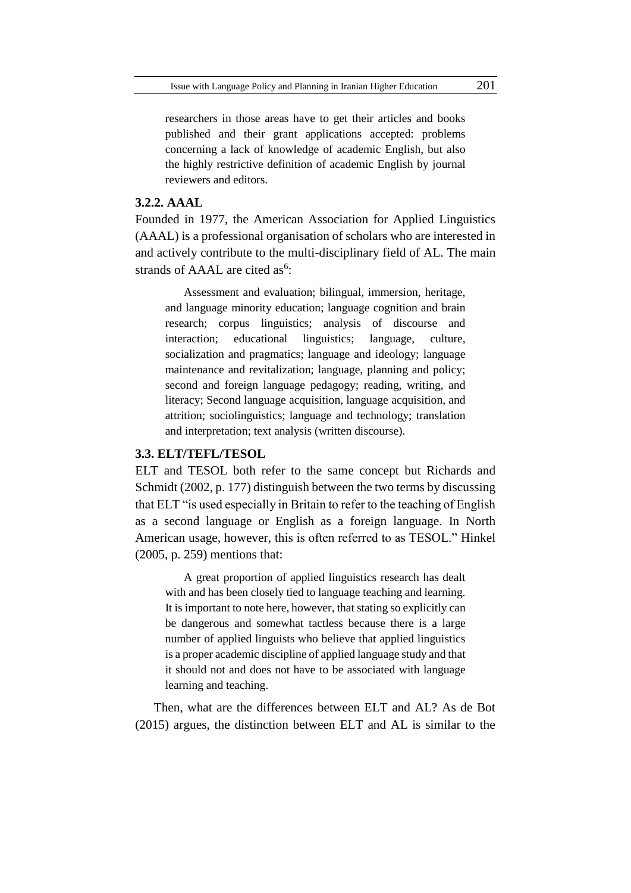> researchers in those areas have to get their articles and books published and their grant applications accepted: problems concerning a lack of knowledge of academic English, but also the highly restrictive definition of academic English by journal reviewers and editors.

### 3.2.2. AAAL

Founded in 1977, the American Association for Applied Linguistics (AAAL) is a professional organisation of scholars who are interested in and actively contribute to the multi-disciplinary field of AL. The main strands of AAAL are cited as[6]:

> Assessment and evaluation; bilingual, immersion, heritage, and language minority education; language cognition and brain research; corpus linguistics; analysis of discourse and interaction; educational linguistics; language, culture, socialization and pragmatics; language and ideology; language maintenance and revitalization; language, planning and policy; second and foreign language pedagogy; reading, writing, and literacy; Second language acquisition, language acquisition, and attrition; sociolinguistics; language and technology; translation and interpretation; text analysis (written discourse).

## 3.3. ELT/TEFL/TESOL

ELT and TESOL both refer to the same concept but Richards and Schmidt (2002, p. 177) distinguish between the two terms by discussing that ELT "is used especially in Britain to refer to the teaching of English as a second language or English as a foreign language. In North American usage, however, this is often referred to as TESOL." Hinkel (2005, p. 259) mentions that:

> A great proportion of applied linguistics research has dealt with and has been closely tied to language teaching and learning. It is important to note here, however, that stating so explicitly can be dangerous and somewhat tactless because there is a large number of applied linguists who believe that applied linguistics is a proper academic discipline of applied language study and that it should not and does not have to be associated with language learning and teaching.

Then, what are the differences between ELT and AL? As de Bot (2015) argues, the distinction between ELT and AL is similar to the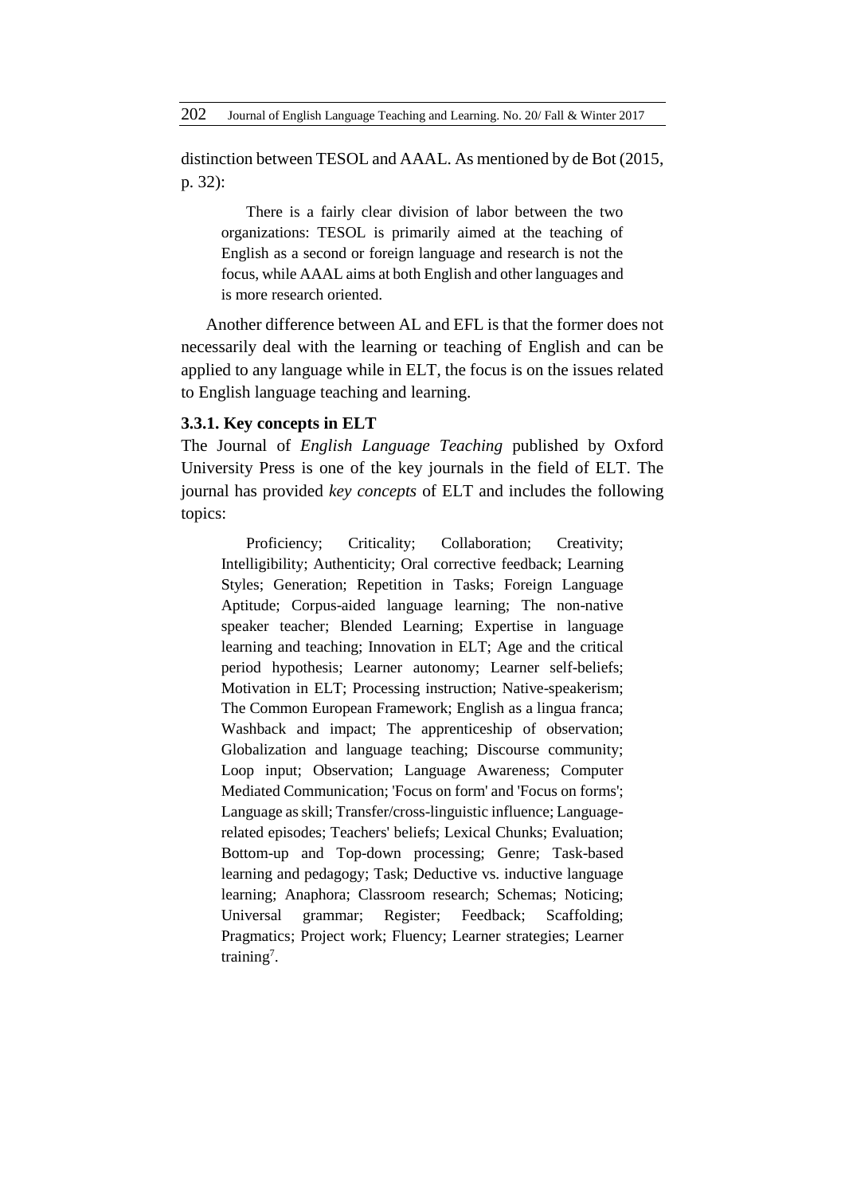distinction between TESOL and AAAL. As mentioned by de Bot (2015, p. 32):

> There is a fairly clear division of labor between the two organizations: TESOL is primarily aimed at the teaching of English as a second or foreign language and research is not the focus, while AAAL aims at both English and other languages and is more research oriented.

Another difference between AL and EFL is that the former does not necessarily deal with the learning or teaching of English and can be applied to any language while in ELT, the focus is on the issues related to English language teaching and learning.

### 3.3.1. Key concepts in ELT

The Journal of *English Language Teaching* published by Oxford University Press is one of the key journals in the field of ELT. The journal has provided *key concepts* of ELT and includes the following topics:

> Proficiency; Criticality; Collaboration; Creativity; Intelligibility; Authenticity; Oral corrective feedback; Learning Styles; Generation; Repetition in Tasks; Foreign Language Aptitude; Corpus-aided language learning; The non-native speaker teacher; Blended Learning; Expertise in language learning and teaching; Innovation in ELT; Age and the critical period hypothesis; Learner autonomy; Learner self-beliefs; Motivation in ELT; Processing instruction; Native-speakerism; The Common European Framework; English as a lingua franca; Washback and impact; The apprenticeship of observation; Globalization and language teaching; Discourse community; Loop input; Observation; Language Awareness; Computer Mediated Communication; 'Focus on form' and 'Focus on forms'; Language as skill; Transfer/cross-linguistic influence; Language-related episodes; Teachers' beliefs; Lexical Chunks; Evaluation; Bottom-up and Top-down processing; Genre; Task-based learning and pedagogy; Task; Deductive vs. inductive language learning; Anaphora; Classroom research; Schemas; Noticing; Universal grammar; Register; Feedback; Scaffolding; Pragmatics; Project work; Fluency; Learner strategies; Learner training[7].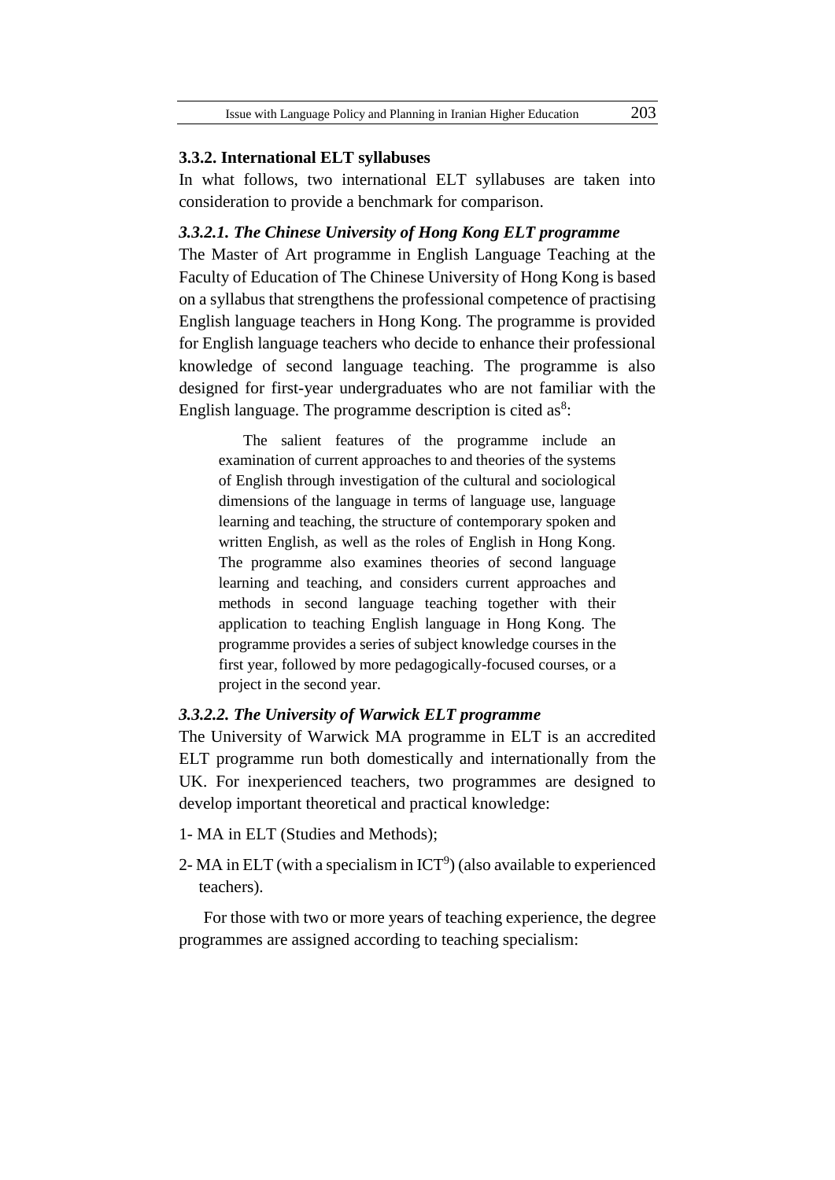### 3.3.2. International ELT syllabuses

In what follows, two international ELT syllabuses are taken into consideration to provide a benchmark for comparison.

#### *3.3.2.1. The Chinese University of Hong Kong ELT programme*

The Master of Art programme in English Language Teaching at the Faculty of Education of The Chinese University of Hong Kong is based on a syllabus that strengthens the professional competence of practising English language teachers in Hong Kong. The programme is provided for English language teachers who decide to enhance their professional knowledge of second language teaching. The programme is also designed for first-year undergraduates who are not familiar with the English language. The programme description is cited as[8]:

> The salient features of the programme include an examination of current approaches to and theories of the systems of English through investigation of the cultural and sociological dimensions of the language in terms of language use, language learning and teaching, the structure of contemporary spoken and written English, as well as the roles of English in Hong Kong. The programme also examines theories of second language learning and teaching, and considers current approaches and methods in second language teaching together with their application to teaching English language in Hong Kong. The programme provides a series of subject knowledge courses in the first year, followed by more pedagogically-focused courses, or a project in the second year.

#### *3.3.2.2. The University of Warwick ELT programme*

The University of Warwick MA programme in ELT is an accredited ELT programme run both domestically and internationally from the UK. For inexperienced teachers, two programmes are designed to develop important theoretical and practical knowledge:

1- MA in ELT (Studies and Methods);

2- MA in ELT (with a specialism in ICT[9]) (also available to experienced teachers).

For those with two or more years of teaching experience, the degree programmes are assigned according to teaching specialism: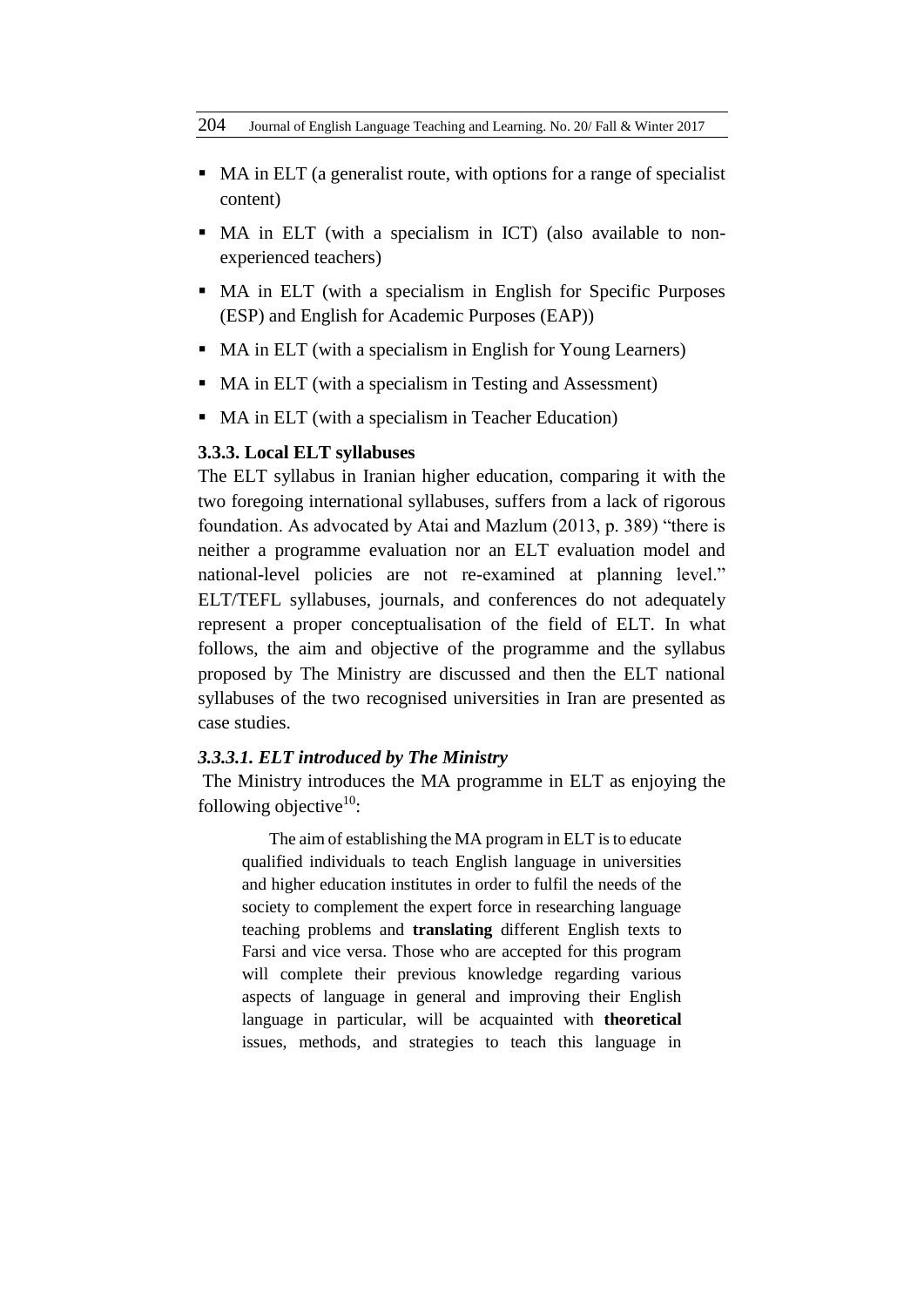- MA in ELT (a generalist route, with options for a range of specialist content)
- MA in ELT (with a specialism in ICT) (also available to non-experienced teachers)
- MA in ELT (with a specialism in English for Specific Purposes (ESP) and English for Academic Purposes (EAP))
- MA in ELT (with a specialism in English for Young Learners)
- MA in ELT (with a specialism in Testing and Assessment)
- MA in ELT (with a specialism in Teacher Education)

### 3.3.3. Local ELT syllabuses

The ELT syllabus in Iranian higher education, comparing it with the two foregoing international syllabuses, suffers from a lack of rigorous foundation. As advocated by Atai and Mazlum (2013, p. 389) "there is neither a programme evaluation nor an ELT evaluation model and national-level policies are not re-examined at planning level." ELT/TEFL syllabuses, journals, and conferences do not adequately represent a proper conceptualisation of the field of ELT. In what follows, the aim and objective of the programme and the syllabus proposed by The Ministry are discussed and then the ELT national syllabuses of the two recognised universities in Iran are presented as case studies.

#### *3.3.3.1. ELT introduced by The Ministry*

The Ministry introduces the MA programme in ELT as enjoying the following objective[10]:

> The aim of establishing the MA program in ELT is to educate qualified individuals to teach English language in universities and higher education institutes in order to fulfil the needs of the society to complement the expert force in researching language teaching problems and **translating** different English texts to Farsi and vice versa. Those who are accepted for this program will complete their previous knowledge regarding various aspects of language in general and improving their English language in particular, will be acquainted with **theoretical** issues, methods, and strategies to teach this language in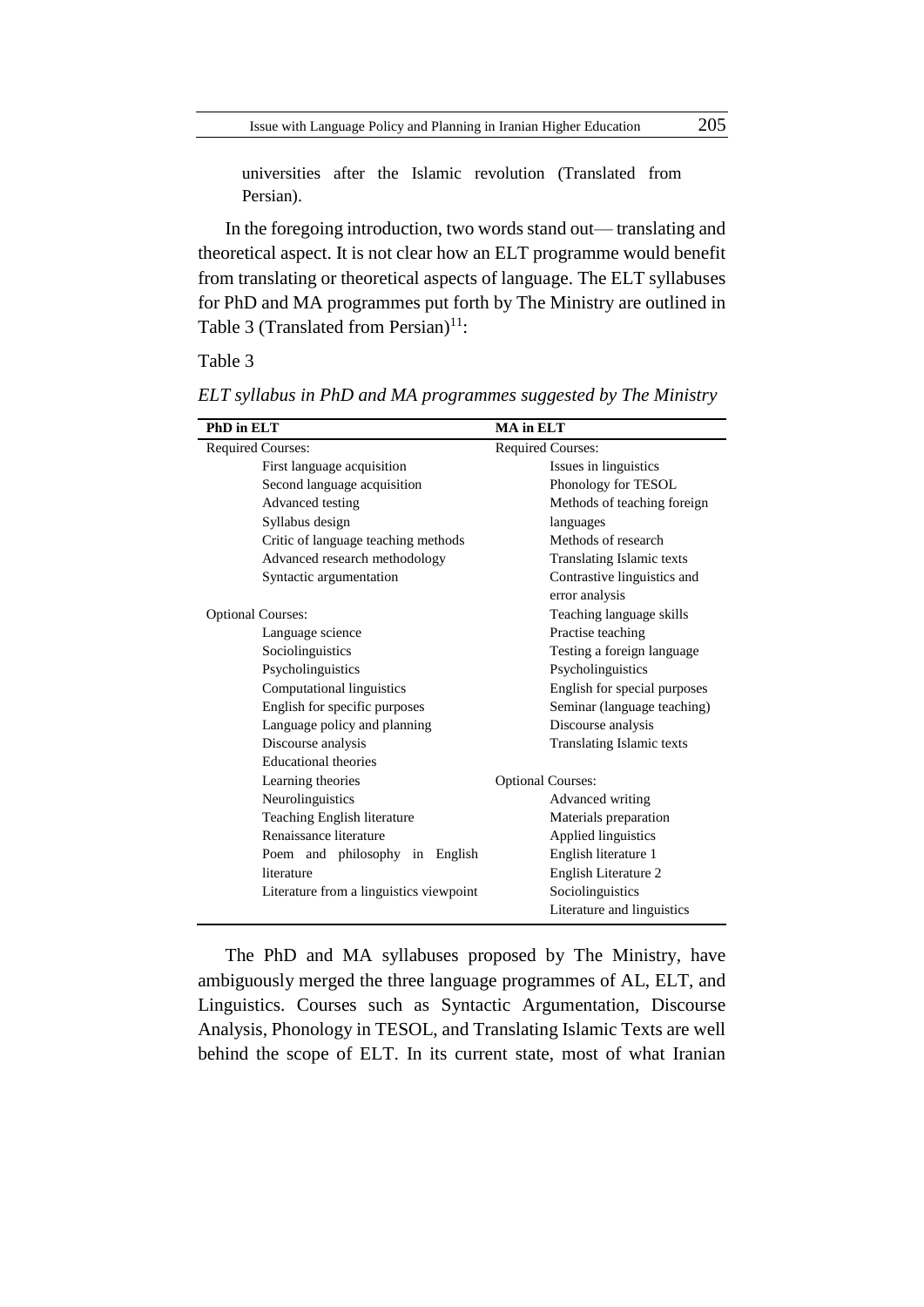universities after the Islamic revolution (Translated from Persian).

In the foregoing introduction, two words stand out— translating and theoretical aspect. It is not clear how an ELT programme would benefit from translating or theoretical aspects of language. The ELT syllabuses for PhD and MA programmes put forth by The Ministry are outlined in Table 3 (Translated from Persian)[11]:

Table 3

*ELT syllabus in PhD and MA programmes suggested by The Ministry*

| **PhD in ELT** | **MA in ELT** |
|---|---|
| Required Courses: | Required Courses: |
| First language acquisition | Issues in linguistics |
| Second language acquisition | Phonology for TESOL |
| Advanced testing | Methods of teaching foreign languages |
| Syllabus design | Methods of research |
| Critic of language teaching methods | Translating Islamic texts |
| Advanced research methodology | Contrastive linguistics and error analysis |
| Syntactic argumentation | Teaching language skills |
| Optional Courses: | Practise teaching |
| Language science | Testing a foreign language |
| Sociolinguistics | Psycholinguistics |
| Psycholinguistics | English for special purposes |
| Computational linguistics | Seminar (language teaching) |
| English for specific purposes | Discourse analysis |
| Language policy and planning | Translating Islamic texts |
| Discourse analysis | |
| Educational theories | Optional Courses: |
| Learning theories | Advanced writing |
| Neurolinguistics | Materials preparation |
| Teaching English literature | Applied linguistics |
| Renaissance literature | English literature 1 |
| Poem and philosophy in English literature | English Literature 2 |
| Literature from a linguistics viewpoint | Sociolinguistics |
| | Literature and linguistics |

The PhD and MA syllabuses proposed by The Ministry, have ambiguously merged the three language programmes of AL, ELT, and Linguistics. Courses such as Syntactic Argumentation, Discourse Analysis, Phonology in TESOL, and Translating Islamic Texts are well behind the scope of ELT. In its current state, most of what Iranian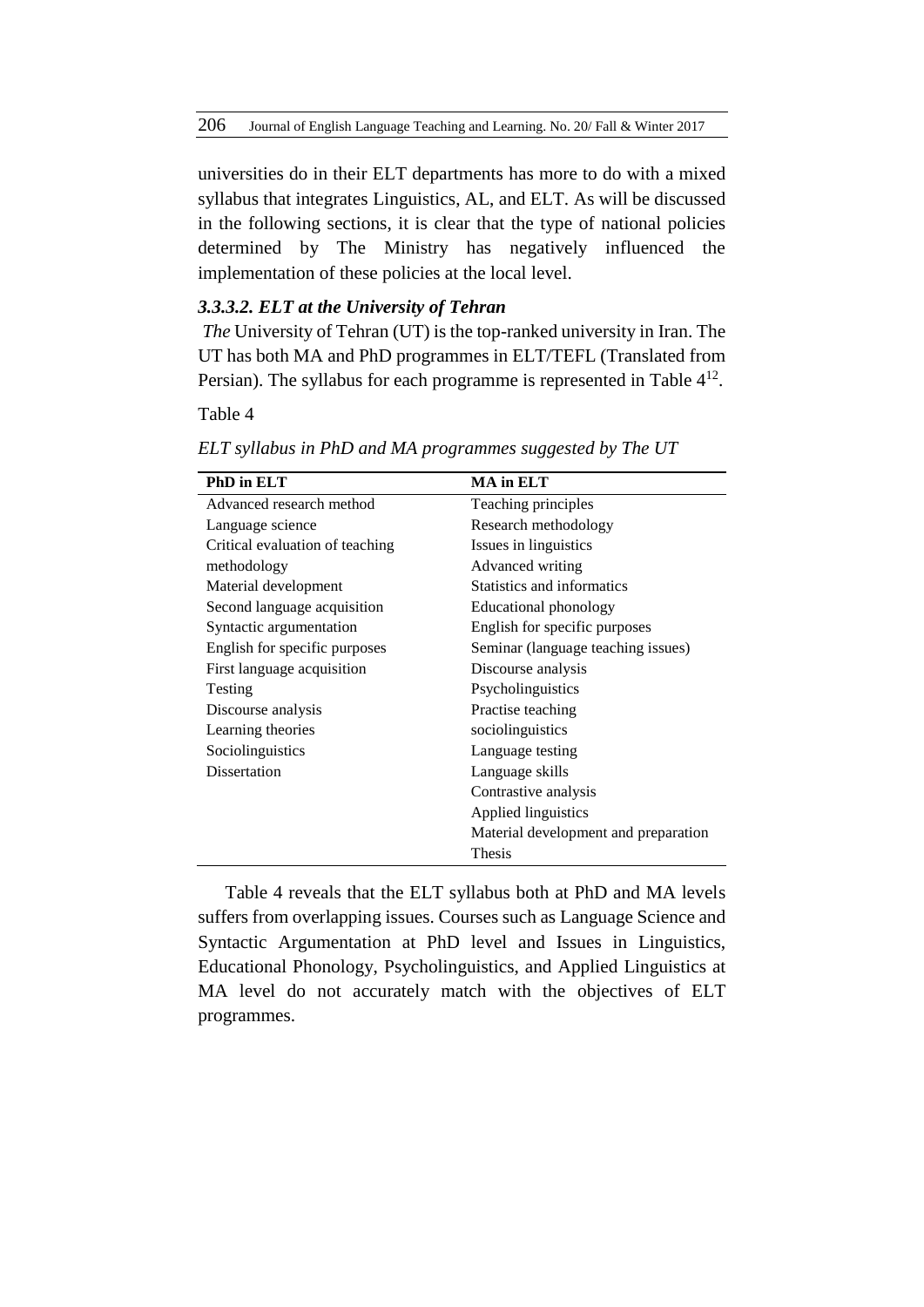universities do in their ELT departments has more to do with a mixed syllabus that integrates Linguistics, AL, and ELT. As will be discussed in the following sections, it is clear that the type of national policies determined by The Ministry has negatively influenced the implementation of these policies at the local level.

#### *3.3.3.2. ELT at the University of Tehran*

*The* University of Tehran (UT) is the top-ranked university in Iran. The UT has both MA and PhD programmes in ELT/TEFL (Translated from Persian). The syllabus for each programme is represented in Table 4[12].

Table 4

*ELT syllabus in PhD and MA programmes suggested by The UT*

| PhD in ELT | MA in ELT |
|---|---|
| Advanced research method | Teaching principles |
| Language science | Research methodology |
| Critical evaluation of teaching methodology | Issues in linguistics |
| | Advanced writing |
| Material development | Statistics and informatics |
| Second language acquisition | Educational phonology |
| Syntactic argumentation | English for specific purposes |
| English for specific purposes | Seminar (language teaching issues) |
| First language acquisition | Discourse analysis |
| Testing | Psycholinguistics |
| Discourse analysis | Practise teaching |
| Learning theories | sociolinguistics |
| Sociolinguistics | Language testing |
| Dissertation | Language skills |
| | Contrastive analysis |
| | Applied linguistics |
| | Material development and preparation |
| | Thesis |

Table 4 reveals that the ELT syllabus both at PhD and MA levels suffers from overlapping issues. Courses such as Language Science and Syntactic Argumentation at PhD level and Issues in Linguistics, Educational Phonology, Psycholinguistics, and Applied Linguistics at MA level do not accurately match with the objectives of ELT programmes.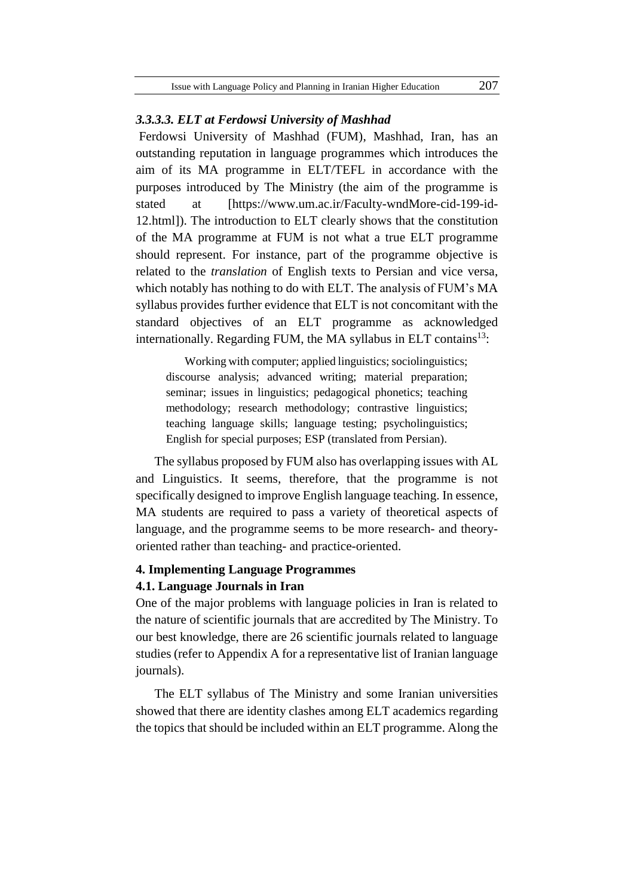### *3.3.3.3. ELT at Ferdowsi University of Mashhad*

Ferdowsi University of Mashhad (FUM), Mashhad, Iran, has an outstanding reputation in language programmes which introduces the aim of its MA programme in ELT/TEFL in accordance with the purposes introduced by The Ministry (the aim of the programme is stated at [https://www.um.ac.ir/Faculty-wndMore-cid-199-id-12.html]). The introduction to ELT clearly shows that the constitution of the MA programme at FUM is not what a true ELT programme should represent. For instance, part of the programme objective is related to the *translation* of English texts to Persian and vice versa, which notably has nothing to do with ELT. The analysis of FUM's MA syllabus provides further evidence that ELT is not concomitant with the standard objectives of an ELT programme as acknowledged internationally. Regarding FUM, the MA syllabus in ELT contains[13]:

> Working with computer; applied linguistics; sociolinguistics; discourse analysis; advanced writing; material preparation; seminar; issues in linguistics; pedagogical phonetics; teaching methodology; research methodology; contrastive linguistics; teaching language skills; language testing; psycholinguistics; English for special purposes; ESP (translated from Persian).

The syllabus proposed by FUM also has overlapping issues with AL and Linguistics. It seems, therefore, that the programme is not specifically designed to improve English language teaching. In essence, MA students are required to pass a variety of theoretical aspects of language, and the programme seems to be more research- and theory-oriented rather than teaching- and practice-oriented.

## 4. Implementing Language Programmes

### 4.1. Language Journals in Iran

One of the major problems with language policies in Iran is related to the nature of scientific journals that are accredited by The Ministry. To our best knowledge, there are 26 scientific journals related to language studies (refer to Appendix A for a representative list of Iranian language journals).

The ELT syllabus of The Ministry and some Iranian universities showed that there are identity clashes among ELT academics regarding the topics that should be included within an ELT programme. Along the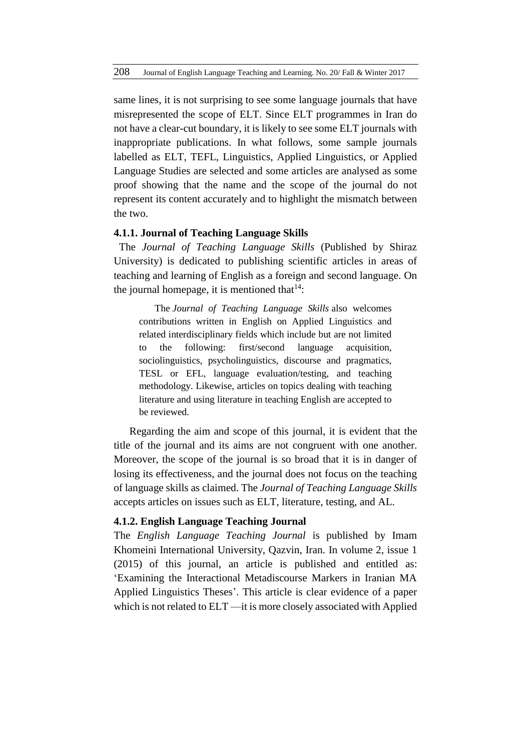same lines, it is not surprising to see some language journals that have misrepresented the scope of ELT. Since ELT programmes in Iran do not have a clear-cut boundary, it is likely to see some ELT journals with inappropriate publications. In what follows, some sample journals labelled as ELT, TEFL, Linguistics, Applied Linguistics, or Applied Language Studies are selected and some articles are analysed as some proof showing that the name and the scope of the journal do not represent its content accurately and to highlight the mismatch between the two.

#### 4.1.1. Journal of Teaching Language Skills

The *Journal of Teaching Language Skills* (Published by Shiraz University) is dedicated to publishing scientific articles in areas of teaching and learning of English as a foreign and second language. On the journal homepage, it is mentioned that[14]:

> The *Journal of Teaching Language Skills* also welcomes contributions written in English on Applied Linguistics and related interdisciplinary fields which include but are not limited to the following: first/second language acquisition, sociolinguistics, psycholinguistics, discourse and pragmatics, TESL or EFL, language evaluation/testing, and teaching methodology. Likewise, articles on topics dealing with teaching literature and using literature in teaching English are accepted to be reviewed.

Regarding the aim and scope of this journal, it is evident that the title of the journal and its aims are not congruent with one another. Moreover, the scope of the journal is so broad that it is in danger of losing its effectiveness, and the journal does not focus on the teaching of language skills as claimed. The *Journal of Teaching Language Skills* accepts articles on issues such as ELT, literature, testing, and AL.

#### 4.1.2. English Language Teaching Journal

The *English Language Teaching Journal* is published by Imam Khomeini International University, Qazvin, Iran. In volume 2, issue 1 (2015) of this journal, an article is published and entitled as: 'Examining the Interactional Metadiscourse Markers in Iranian MA Applied Linguistics Theses'. This article is clear evidence of a paper which is not related to ELT —it is more closely associated with Applied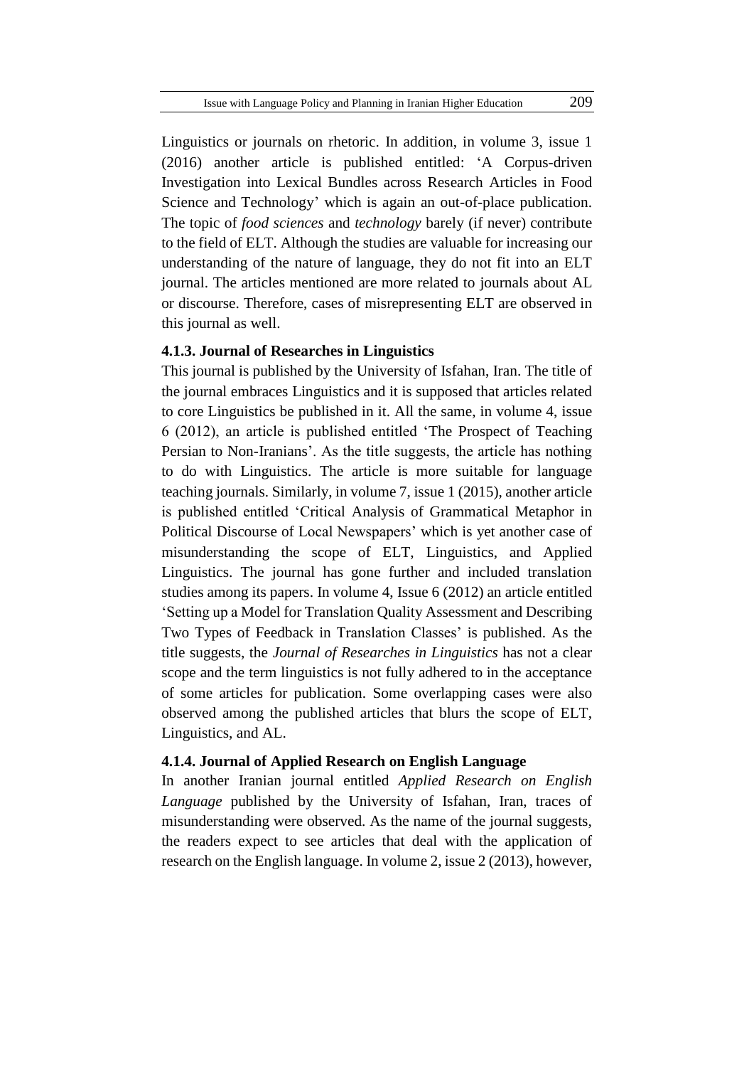Linguistics or journals on rhetoric. In addition, in volume 3, issue 1 (2016) another article is published entitled: 'A Corpus-driven Investigation into Lexical Bundles across Research Articles in Food Science and Technology' which is again an out-of-place publication. The topic of *food sciences* and *technology* barely (if never) contribute to the field of ELT. Although the studies are valuable for increasing our understanding of the nature of language, they do not fit into an ELT journal. The articles mentioned are more related to journals about AL or discourse. Therefore, cases of misrepresenting ELT are observed in this journal as well.

#### 4.1.3. Journal of Researches in Linguistics

This journal is published by the University of Isfahan, Iran. The title of the journal embraces Linguistics and it is supposed that articles related to core Linguistics be published in it. All the same, in volume 4, issue 6 (2012), an article is published entitled 'The Prospect of Teaching Persian to Non-Iranians'. As the title suggests, the article has nothing to do with Linguistics. The article is more suitable for language teaching journals. Similarly, in volume 7, issue 1 (2015), another article is published entitled 'Critical Analysis of Grammatical Metaphor in Political Discourse of Local Newspapers' which is yet another case of misunderstanding the scope of ELT, Linguistics, and Applied Linguistics. The journal has gone further and included translation studies among its papers. In volume 4, Issue 6 (2012) an article entitled 'Setting up a Model for Translation Quality Assessment and Describing Two Types of Feedback in Translation Classes' is published. As the title suggests, the *Journal of Researches in Linguistics* has not a clear scope and the term linguistics is not fully adhered to in the acceptance of some articles for publication. Some overlapping cases were also observed among the published articles that blurs the scope of ELT, Linguistics, and AL.

#### 4.1.4. Journal of Applied Research on English Language

In another Iranian journal entitled *Applied Research on English Language* published by the University of Isfahan, Iran, traces of misunderstanding were observed. As the name of the journal suggests, the readers expect to see articles that deal with the application of research on the English language. In volume 2, issue 2 (2013), however,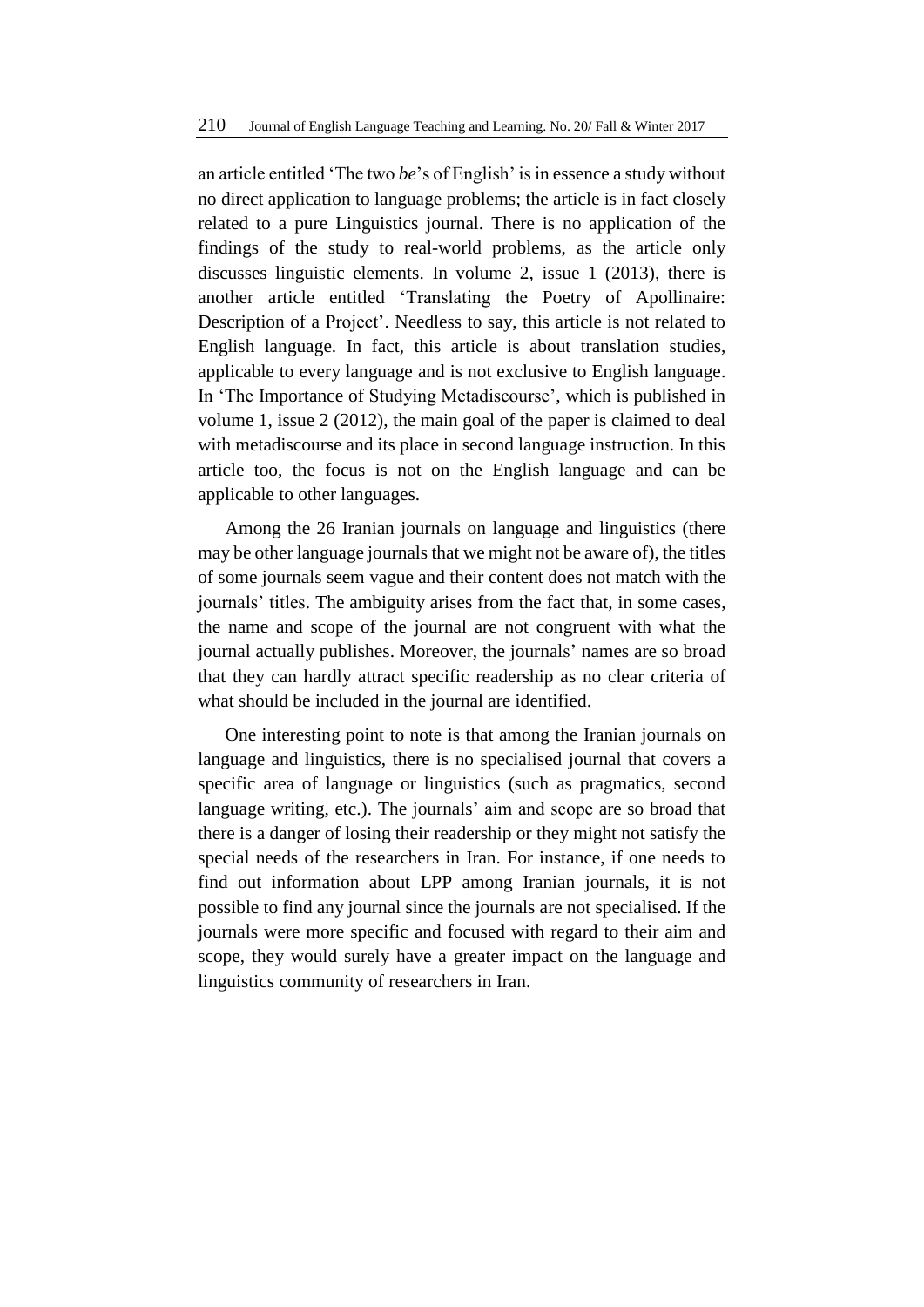an article entitled 'The two *be*'s of English' is in essence a study without no direct application to language problems; the article is in fact closely related to a pure Linguistics journal. There is no application of the findings of the study to real-world problems, as the article only discusses linguistic elements. In volume 2, issue 1 (2013), there is another article entitled 'Translating the Poetry of Apollinaire: Description of a Project'. Needless to say, this article is not related to English language. In fact, this article is about translation studies, applicable to every language and is not exclusive to English language. In 'The Importance of Studying Metadiscourse', which is published in volume 1, issue 2 (2012), the main goal of the paper is claimed to deal with metadiscourse and its place in second language instruction. In this article too, the focus is not on the English language and can be applicable to other languages.

Among the 26 Iranian journals on language and linguistics (there may be other language journals that we might not be aware of), the titles of some journals seem vague and their content does not match with the journals' titles. The ambiguity arises from the fact that, in some cases, the name and scope of the journal are not congruent with what the journal actually publishes. Moreover, the journals' names are so broad that they can hardly attract specific readership as no clear criteria of what should be included in the journal are identified.

One interesting point to note is that among the Iranian journals on language and linguistics, there is no specialised journal that covers a specific area of language or linguistics (such as pragmatics, second language writing, etc.). The journals' aim and scope are so broad that there is a danger of losing their readership or they might not satisfy the special needs of the researchers in Iran. For instance, if one needs to find out information about LPP among Iranian journals, it is not possible to find any journal since the journals are not specialised. If the journals were more specific and focused with regard to their aim and scope, they would surely have a greater impact on the language and linguistics community of researchers in Iran.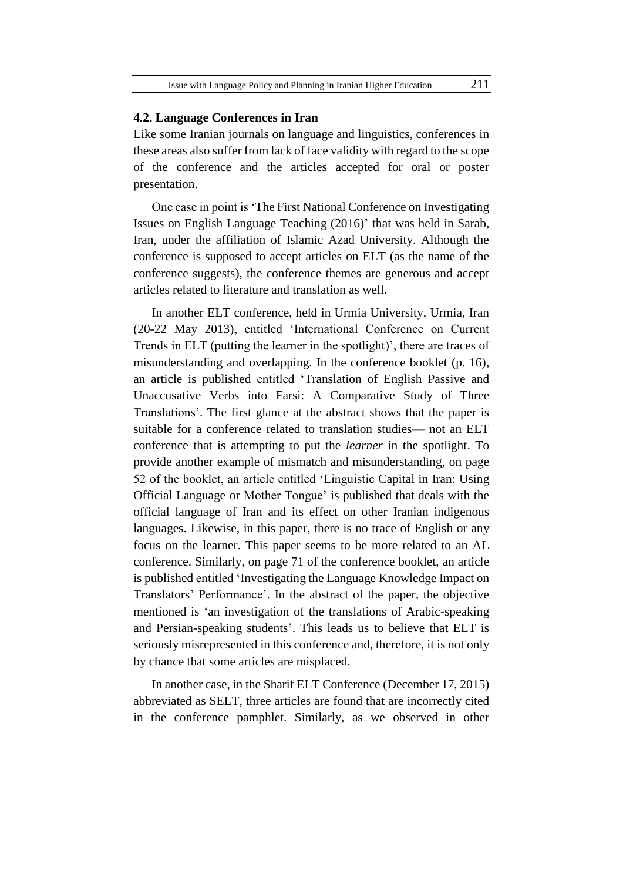### 4.2. Language Conferences in Iran

Like some Iranian journals on language and linguistics, conferences in these areas also suffer from lack of face validity with regard to the scope of the conference and the articles accepted for oral or poster presentation.

One case in point is 'The First National Conference on Investigating Issues on English Language Teaching (2016)' that was held in Sarab, Iran, under the affiliation of Islamic Azad University. Although the conference is supposed to accept articles on ELT (as the name of the conference suggests), the conference themes are generous and accept articles related to literature and translation as well.

In another ELT conference, held in Urmia University, Urmia, Iran (20-22 May 2013), entitled 'International Conference on Current Trends in ELT (putting the learner in the spotlight)', there are traces of misunderstanding and overlapping. In the conference booklet (p. 16), an article is published entitled 'Translation of English Passive and Unaccusative Verbs into Farsi: A Comparative Study of Three Translations'. The first glance at the abstract shows that the paper is suitable for a conference related to translation studies— not an ELT conference that is attempting to put the *learner* in the spotlight. To provide another example of mismatch and misunderstanding, on page 52 of the booklet, an article entitled 'Linguistic Capital in Iran: Using Official Language or Mother Tongue' is published that deals with the official language of Iran and its effect on other Iranian indigenous languages. Likewise, in this paper, there is no trace of English or any focus on the learner. This paper seems to be more related to an AL conference. Similarly, on page 71 of the conference booklet, an article is published entitled 'Investigating the Language Knowledge Impact on Translators' Performance'. In the abstract of the paper, the objective mentioned is 'an investigation of the translations of Arabic-speaking and Persian-speaking students'. This leads us to believe that ELT is seriously misrepresented in this conference and, therefore, it is not only by chance that some articles are misplaced.

In another case, in the Sharif ELT Conference (December 17, 2015) abbreviated as SELT, three articles are found that are incorrectly cited in the conference pamphlet. Similarly, as we observed in other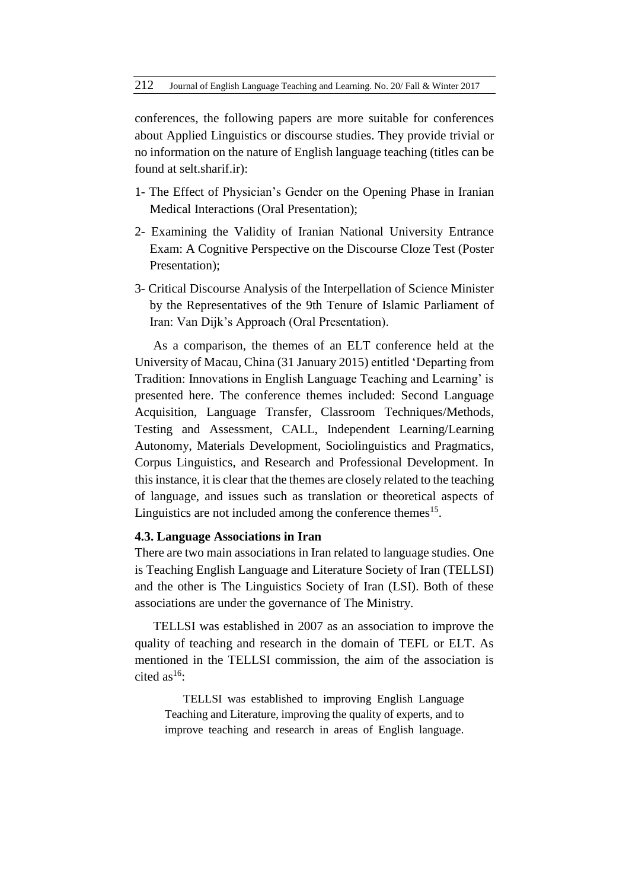conferences, the following papers are more suitable for conferences about Applied Linguistics or discourse studies. They provide trivial or no information on the nature of English language teaching (titles can be found at selt.sharif.ir):

1- The Effect of Physician's Gender on the Opening Phase in Iranian Medical Interactions (Oral Presentation);

2- Examining the Validity of Iranian National University Entrance Exam: A Cognitive Perspective on the Discourse Cloze Test (Poster Presentation);

3- Critical Discourse Analysis of the Interpellation of Science Minister by the Representatives of the 9th Tenure of Islamic Parliament of Iran: Van Dijk's Approach (Oral Presentation).

As a comparison, the themes of an ELT conference held at the University of Macau, China (31 January 2015) entitled 'Departing from Tradition: Innovations in English Language Teaching and Learning' is presented here. The conference themes included: Second Language Acquisition, Language Transfer, Classroom Techniques/Methods, Testing and Assessment, CALL, Independent Learning/Learning Autonomy, Materials Development, Sociolinguistics and Pragmatics, Corpus Linguistics, and Research and Professional Development. In this instance, it is clear that the themes are closely related to the teaching of language, and issues such as translation or theoretical aspects of Linguistics are not included among the conference themes[15].

### 4.3. Language Associations in Iran

There are two main associations in Iran related to language studies. One is Teaching English Language and Literature Society of Iran (TELLSI) and the other is The Linguistics Society of Iran (LSI). Both of these associations are under the governance of The Ministry.

TELLSI was established in 2007 as an association to improve the quality of teaching and research in the domain of TEFL or ELT. As mentioned in the TELLSI commission, the aim of the association is cited as[16]:

> TELLSI was established to improving English Language Teaching and Literature, improving the quality of experts, and to improve teaching and research in areas of English language.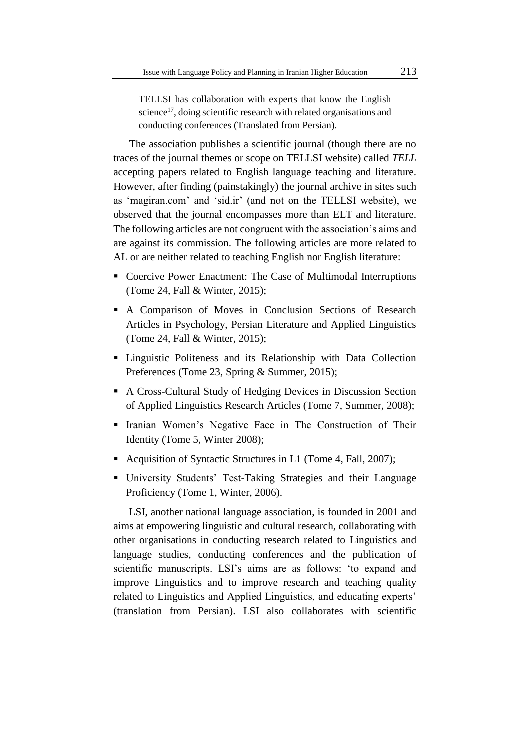> TELLSI has collaboration with experts that know the English science[17], doing scientific research with related organisations and conducting conferences (Translated from Persian).

The association publishes a scientific journal (though there are no traces of the journal themes or scope on TELLSI website) called *TELL* accepting papers related to English language teaching and literature. However, after finding (painstakingly) the journal archive in sites such as 'magiran.com' and 'sid.ir' (and not on the TELLSI website), we observed that the journal encompasses more than ELT and literature. The following articles are not congruent with the association's aims and are against its commission. The following articles are more related to AL or are neither related to teaching English nor English literature:

- Coercive Power Enactment: The Case of Multimodal Interruptions (Tome 24, Fall & Winter, 2015);
- A Comparison of Moves in Conclusion Sections of Research Articles in Psychology, Persian Literature and Applied Linguistics (Tome 24, Fall & Winter, 2015);
- Linguistic Politeness and its Relationship with Data Collection Preferences (Tome 23, Spring & Summer, 2015);
- A Cross-Cultural Study of Hedging Devices in Discussion Section of Applied Linguistics Research Articles (Tome 7, Summer, 2008);
- Iranian Women's Negative Face in The Construction of Their Identity (Tome 5, Winter 2008);
- Acquisition of Syntactic Structures in L1 (Tome 4, Fall, 2007);
- University Students' Test-Taking Strategies and their Language Proficiency (Tome 1, Winter, 2006).

LSI, another national language association, is founded in 2001 and aims at empowering linguistic and cultural research, collaborating with other organisations in conducting research related to Linguistics and language studies, conducting conferences and the publication of scientific manuscripts. LSI's aims are as follows: 'to expand and improve Linguistics and to improve research and teaching quality related to Linguistics and Applied Linguistics, and educating experts' (translation from Persian). LSI also collaborates with scientific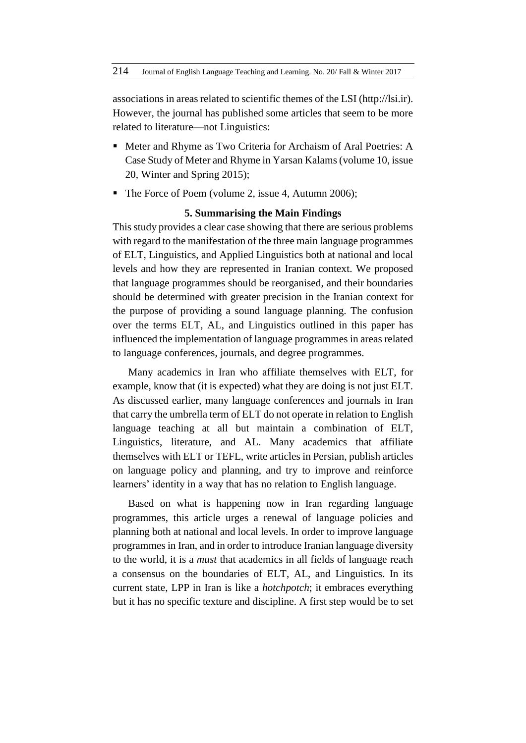associations in areas related to scientific themes of the LSI (http://lsi.ir). However, the journal has published some articles that seem to be more related to literature—not Linguistics:

- Meter and Rhyme as Two Criteria for Archaism of Aral Poetries: A Case Study of Meter and Rhyme in Yarsan Kalams (volume 10, issue 20, Winter and Spring 2015);
- The Force of Poem (volume 2, issue 4, Autumn 2006);

### 5. Summarising the Main Findings

This study provides a clear case showing that there are serious problems with regard to the manifestation of the three main language programmes of ELT, Linguistics, and Applied Linguistics both at national and local levels and how they are represented in Iranian context. We proposed that language programmes should be reorganised, and their boundaries should be determined with greater precision in the Iranian context for the purpose of providing a sound language planning. The confusion over the terms ELT, AL, and Linguistics outlined in this paper has influenced the implementation of language programmes in areas related to language conferences, journals, and degree programmes.

Many academics in Iran who affiliate themselves with ELT, for example, know that (it is expected) what they are doing is not just ELT. As discussed earlier, many language conferences and journals in Iran that carry the umbrella term of ELT do not operate in relation to English language teaching at all but maintain a combination of ELT, Linguistics, literature, and AL. Many academics that affiliate themselves with ELT or TEFL, write articles in Persian, publish articles on language policy and planning, and try to improve and reinforce learners' identity in a way that has no relation to English language.

Based on what is happening now in Iran regarding language programmes, this article urges a renewal of language policies and planning both at national and local levels. In order to improve language programmes in Iran, and in order to introduce Iranian language diversity to the world, it is a *must* that academics in all fields of language reach a consensus on the boundaries of ELT, AL, and Linguistics. In its current state, LPP in Iran is like a *hotchpotch*; it embraces everything but it has no specific texture and discipline. A first step would be to set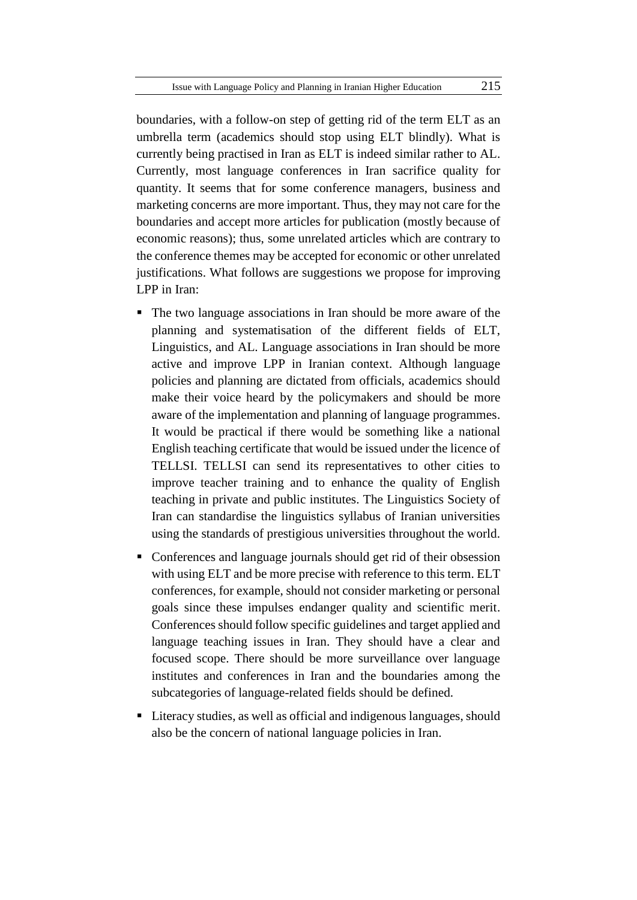boundaries, with a follow-on step of getting rid of the term ELT as an umbrella term (academics should stop using ELT blindly). What is currently being practised in Iran as ELT is indeed similar rather to AL. Currently, most language conferences in Iran sacrifice quality for quantity. It seems that for some conference managers, business and marketing concerns are more important. Thus, they may not care for the boundaries and accept more articles for publication (mostly because of economic reasons); thus, some unrelated articles which are contrary to the conference themes may be accepted for economic or other unrelated justifications. What follows are suggestions we propose for improving LPP in Iran:

- The two language associations in Iran should be more aware of the planning and systematisation of the different fields of ELT, Linguistics, and AL. Language associations in Iran should be more active and improve LPP in Iranian context. Although language policies and planning are dictated from officials, academics should make their voice heard by the policymakers and should be more aware of the implementation and planning of language programmes. It would be practical if there would be something like a national English teaching certificate that would be issued under the licence of TELLSI. TELLSI can send its representatives to other cities to improve teacher training and to enhance the quality of English teaching in private and public institutes. The Linguistics Society of Iran can standardise the linguistics syllabus of Iranian universities using the standards of prestigious universities throughout the world.
- Conferences and language journals should get rid of their obsession with using ELT and be more precise with reference to this term. ELT conferences, for example, should not consider marketing or personal goals since these impulses endanger quality and scientific merit. Conferences should follow specific guidelines and target applied and language teaching issues in Iran. They should have a clear and focused scope. There should be more surveillance over language institutes and conferences in Iran and the boundaries among the subcategories of language-related fields should be defined.
- Literacy studies, as well as official and indigenous languages, should also be the concern of national language policies in Iran.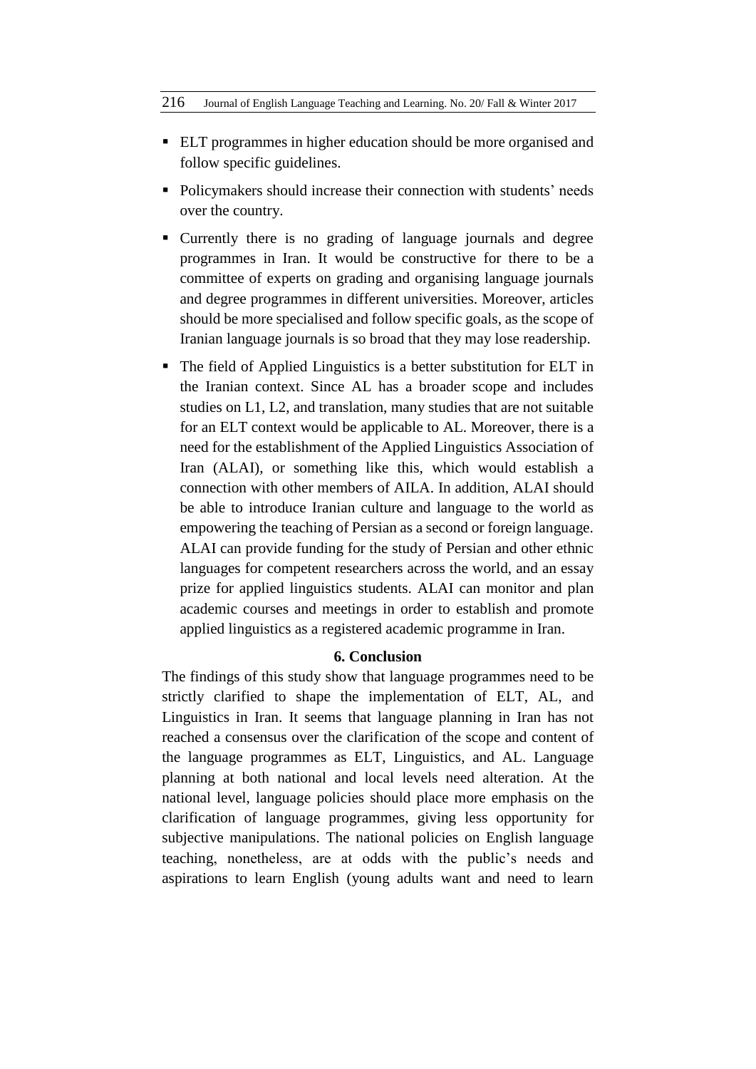- ELT programmes in higher education should be more organised and follow specific guidelines.
- Policymakers should increase their connection with students' needs over the country.
- Currently there is no grading of language journals and degree programmes in Iran. It would be constructive for there to be a committee of experts on grading and organising language journals and degree programmes in different universities. Moreover, articles should be more specialised and follow specific goals, as the scope of Iranian language journals is so broad that they may lose readership.
- The field of Applied Linguistics is a better substitution for ELT in the Iranian context. Since AL has a broader scope and includes studies on L1, L2, and translation, many studies that are not suitable for an ELT context would be applicable to AL. Moreover, there is a need for the establishment of the Applied Linguistics Association of Iran (ALAI), or something like this, which would establish a connection with other members of AILA. In addition, ALAI should be able to introduce Iranian culture and language to the world as empowering the teaching of Persian as a second or foreign language. ALAI can provide funding for the study of Persian and other ethnic languages for competent researchers across the world, and an essay prize for applied linguistics students. ALAI can monitor and plan academic courses and meetings in order to establish and promote applied linguistics as a registered academic programme in Iran.

## 6. Conclusion

The findings of this study show that language programmes need to be strictly clarified to shape the implementation of ELT, AL, and Linguistics in Iran. It seems that language planning in Iran has not reached a consensus over the clarification of the scope and content of the language programmes as ELT, Linguistics, and AL. Language planning at both national and local levels need alteration. At the national level, language policies should place more emphasis on the clarification of language programmes, giving less opportunity for subjective manipulations. The national policies on English language teaching, nonetheless, are at odds with the public's needs and aspirations to learn English (young adults want and need to learn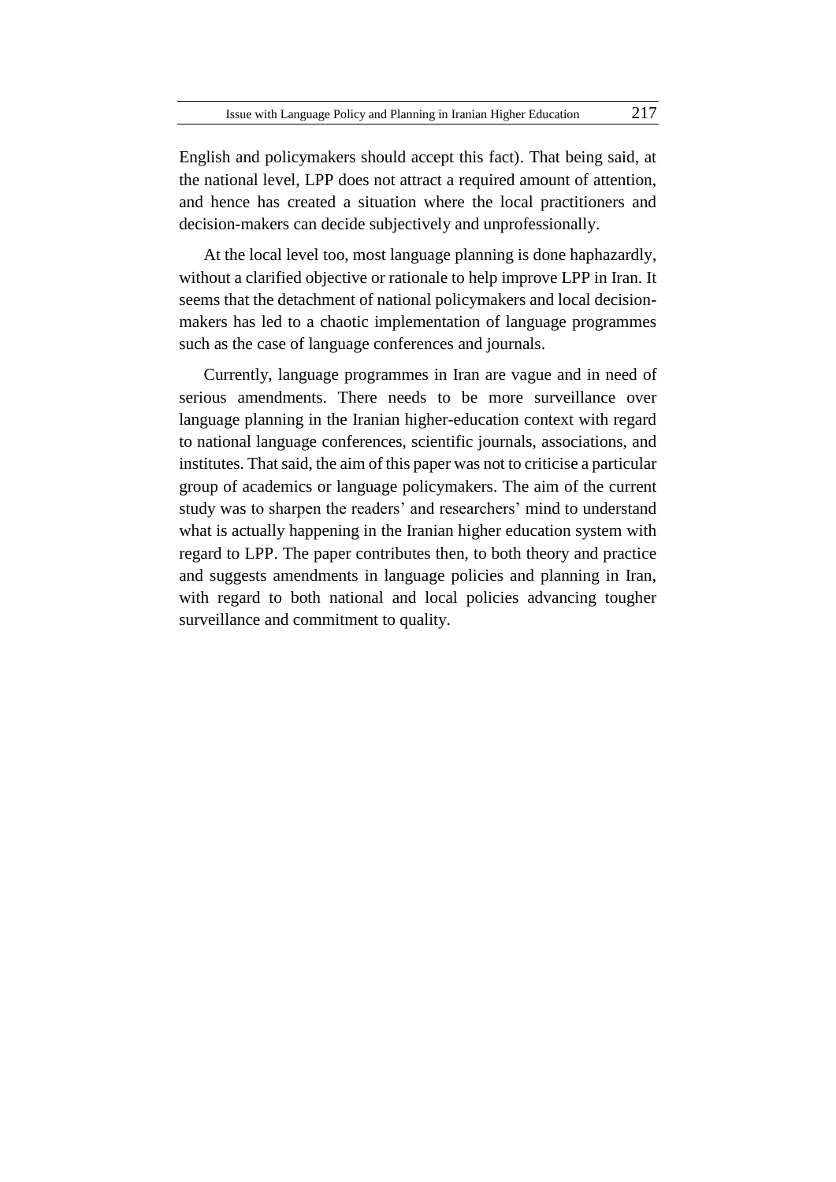English and policymakers should accept this fact). That being said, at the national level, LPP does not attract a required amount of attention, and hence has created a situation where the local practitioners and decision-makers can decide subjectively and unprofessionally.

At the local level too, most language planning is done haphazardly, without a clarified objective or rationale to help improve LPP in Iran. It seems that the detachment of national policymakers and local decision-makers has led to a chaotic implementation of language programmes such as the case of language conferences and journals.

Currently, language programmes in Iran are vague and in need of serious amendments. There needs to be more surveillance over language planning in the Iranian higher-education context with regard to national language conferences, scientific journals, associations, and institutes. That said, the aim of this paper was not to criticise a particular group of academics or language policymakers. The aim of the current study was to sharpen the readers' and researchers' mind to understand what is actually happening in the Iranian higher education system with regard to LPP. The paper contributes then, to both theory and practice and suggests amendments in language policies and planning in Iran, with regard to both national and local policies advancing tougher surveillance and commitment to quality.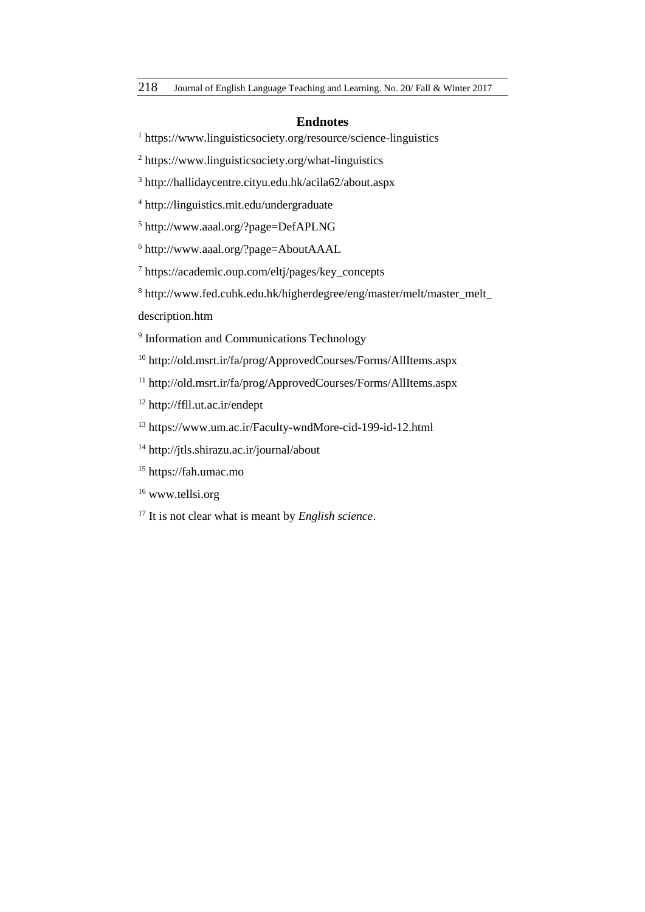## Endnotes

[1] https://www.linguisticsociety.org/resource/science-linguistics

[2] https://www.linguisticsociety.org/what-linguistics

[3] http://hallidaycentre.cityu.edu.hk/acila62/about.aspx

[4] http://linguistics.mit.edu/undergraduate

[5] http://www.aaal.org/?page=DefAPLNG

[6] http://www.aaal.org/?page=AboutAAAL

[7] https://academic.oup.com/eltj/pages/key_concepts

[8] http://www.fed.cuhk.edu.hk/higherdegree/eng/master/melt/master_melt_description.htm

[9] Information and Communications Technology

[10] http://old.msrt.ir/fa/prog/ApprovedCourses/Forms/AllItems.aspx

[11] http://old.msrt.ir/fa/prog/ApprovedCourses/Forms/AllItems.aspx

[12] http://ffll.ut.ac.ir/endept

[13] https://www.um.ac.ir/Faculty-wndMore-cid-199-id-12.html

[14] http://jtls.shirazu.ac.ir/journal/about

[15] https://fah.umac.mo

[16] www.tellsi.org

[17] It is not clear what is meant by *English science*.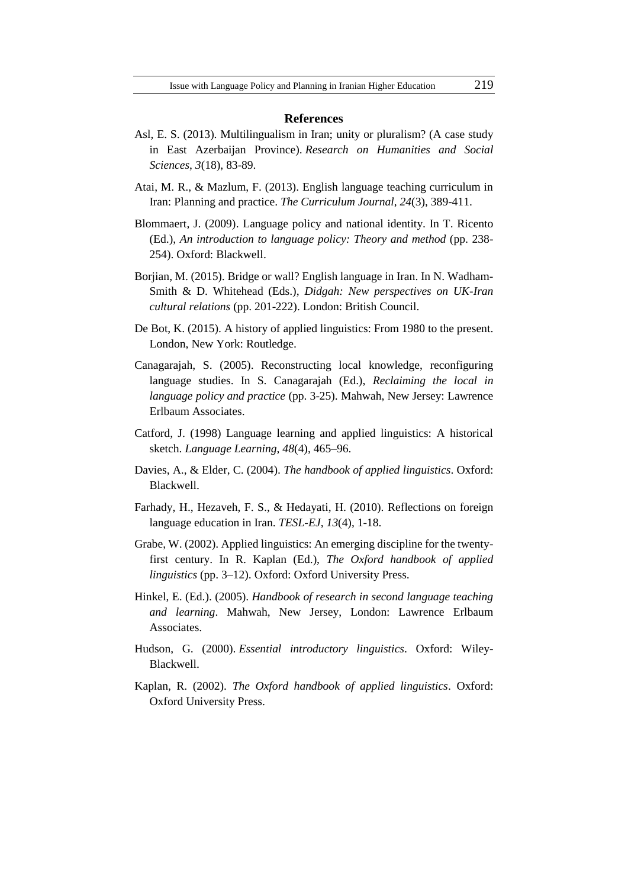## References

Asl, E. S. (2013). Multilingualism in Iran; unity or pluralism? (A case study in East Azerbaijan Province). *Research on Humanities and Social Sciences*, *3*(18), 83-89.

Atai, M. R., & Mazlum, F. (2013). English language teaching curriculum in Iran: Planning and practice. *The Curriculum Journal*, *24*(3), 389-411.

Blommaert, J. (2009). Language policy and national identity. In T. Ricento (Ed.), *An introduction to language policy: Theory and method* (pp. 238-254). Oxford: Blackwell.

Borjian, M. (2015). Bridge or wall? English language in Iran. In N. Wadham-Smith & D. Whitehead (Eds.), *Didgah: New perspectives on UK-Iran cultural relations* (pp. 201-222). London: British Council.

De Bot, K. (2015). A history of applied linguistics: From 1980 to the present. London, New York: Routledge.

Canagarajah, S. (2005). Reconstructing local knowledge, reconfiguring language studies. In S. Canagarajah (Ed.), *Reclaiming the local in language policy and practice* (pp. 3-25). Mahwah, New Jersey: Lawrence Erlbaum Associates.

Catford, J. (1998) Language learning and applied linguistics: A historical sketch. *Language Learning*, *48*(4), 465–96.

Davies, A., & Elder, C. (2004). *The handbook of applied linguistics*. Oxford: Blackwell.

Farhady, H., Hezaveh, F. S., & Hedayati, H. (2010). Reflections on foreign language education in Iran. *TESL-EJ*, *13*(4), 1-18.

Grabe, W. (2002). Applied linguistics: An emerging discipline for the twenty-first century. In R. Kaplan (Ed.), *The Oxford handbook of applied linguistics* (pp. 3–12). Oxford: Oxford University Press.

Hinkel, E. (Ed.). (2005). *Handbook of research in second language teaching and learning*. Mahwah, New Jersey, London: Lawrence Erlbaum Associates.

Hudson, G. (2000). *Essential introductory linguistics*. Oxford: Wiley-Blackwell.

Kaplan, R. (2002). *The Oxford handbook of applied linguistics*. Oxford: Oxford University Press.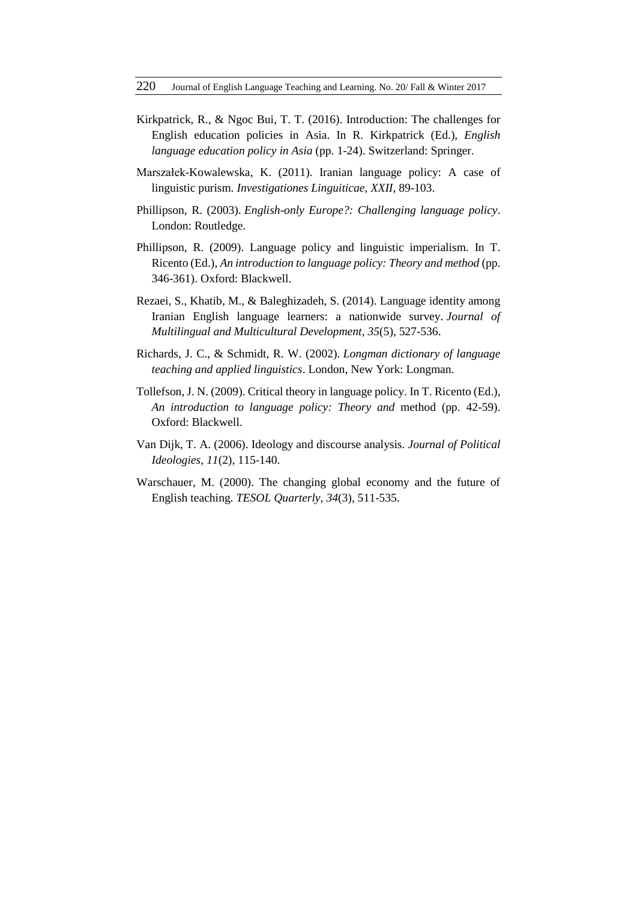Kirkpatrick, R., & Ngoc Bui, T. T. (2016). Introduction: The challenges for English education policies in Asia. In R. Kirkpatrick (Ed.), *English language education policy in Asia* (pp. 1-24). Switzerland: Springer.

Marszałek-Kowalewska, K. (2011). Iranian language policy: A case of linguistic purism. *Investigationes Linguiticae*, *XXII*, 89-103.

Phillipson, R. (2003). *English-only Europe?: Challenging language policy*. London: Routledge.

Phillipson, R. (2009). Language policy and linguistic imperialism. In T. Ricento (Ed.), *An introduction to language policy: Theory and method* (pp. 346-361). Oxford: Blackwell.

Rezaei, S., Khatib, M., & Baleghizadeh, S. (2014). Language identity among Iranian English language learners: a nationwide survey. *Journal of Multilingual and Multicultural Development*, *35*(5), 527-536.

Richards, J. C., & Schmidt, R. W. (2002). *Longman dictionary of language teaching and applied linguistics*. London, New York: Longman.

Tollefson, J. N. (2009). Critical theory in language policy. In T. Ricento (Ed.), *An introduction to language policy: Theory and* method (pp. 42-59). Oxford: Blackwell.

Van Dijk, T. A. (2006). Ideology and discourse analysis. *Journal of Political Ideologies*, *11*(2), 115-140.

Warschauer, M. (2000). The changing global economy and the future of English teaching. *TESOL Quarterly*, *34*(3), 511-535.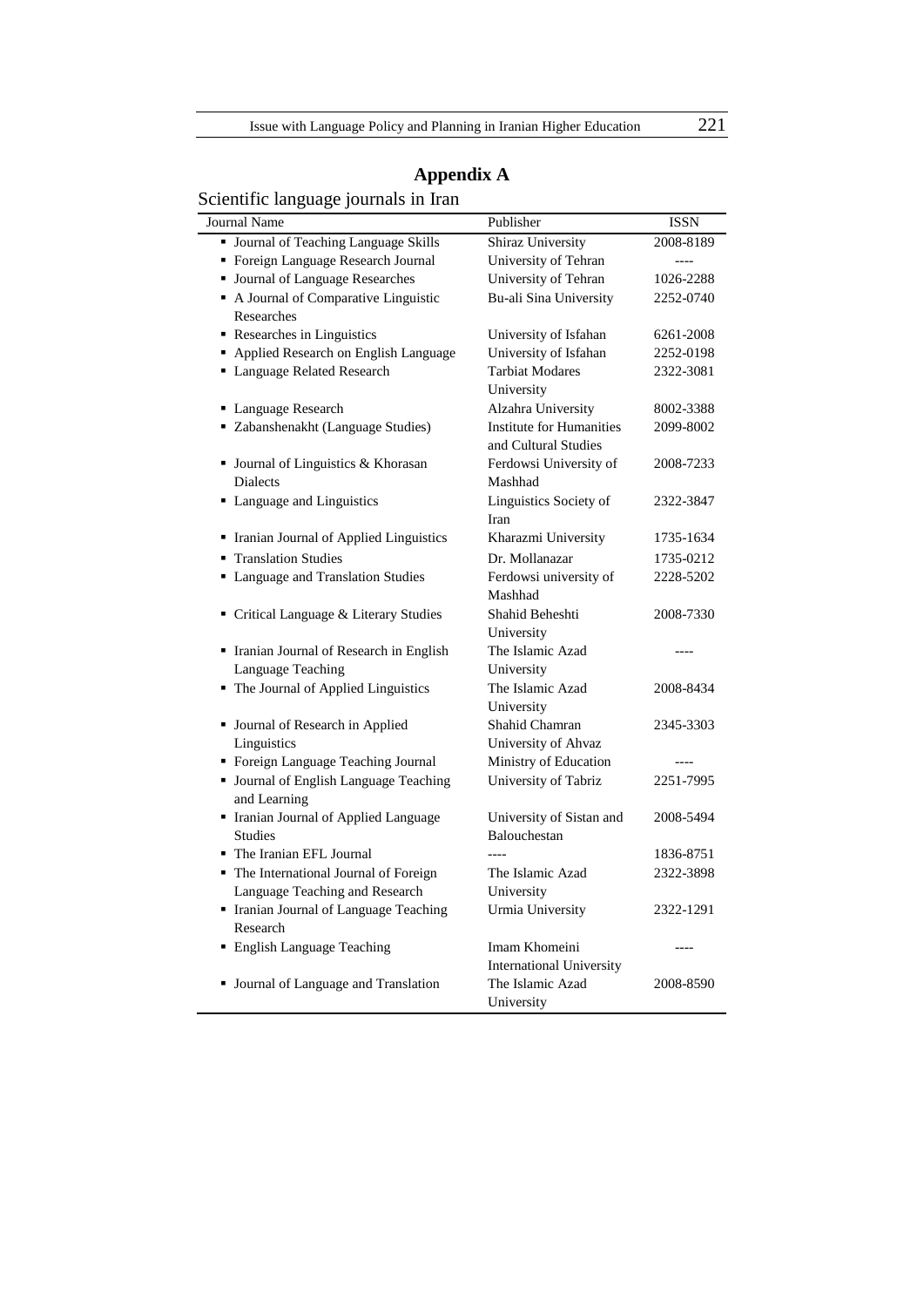## Appendix A

Scientific language journals in Iran

| Journal Name | Publisher | ISSN |
|---|---|---|
| ▪ Journal of Teaching Language Skills | Shiraz University | 2008-8189 |
| ▪ Foreign Language Research Journal | University of Tehran | ---- |
| ▪ Journal of Language Researches | University of Tehran | 1026-2288 |
| ▪ A Journal of Comparative Linguistic Researches | Bu-ali Sina University | 2252-0740 |
| ▪ Researches in Linguistics | University of Isfahan | 6261-2008 |
| ▪ Applied Research on English Language | University of Isfahan | 2252-0198 |
| ▪ Language Related Research | Tarbiat Modares University | 2322-3081 |
| ▪ Language Research | Alzahra University | 8002-3388 |
| ▪ Zabanshenakht (Language Studies) | Institute for Humanities and Cultural Studies | 2099-8002 |
| ▪ Journal of Linguistics & Khorasan Dialects | Ferdowsi University of Mashhad | 2008-7233 |
| ▪ Language and Linguistics | Linguistics Society of Iran | 2322-3847 |
| ▪ Iranian Journal of Applied Linguistics | Kharazmi University | 1735-1634 |
| ▪ Translation Studies | Dr. Mollanazar | 1735-0212 |
| ▪ Language and Translation Studies | Ferdowsi university of Mashhad | 2228-5202 |
| ▪ Critical Language & Literary Studies | Shahid Beheshti University | 2008-7330 |
| ▪ Iranian Journal of Research in English Language Teaching | The Islamic Azad University | ---- |
| ▪ The Journal of Applied Linguistics | The Islamic Azad University | 2008-8434 |
| ▪ Journal of Research in Applied Linguistics | Shahid Chamran University of Ahvaz | 2345-3303 |
| ▪ Foreign Language Teaching Journal | Ministry of Education | ---- |
| ▪ Journal of English Language Teaching and Learning | University of Tabriz | 2251-7995 |
| ▪ Iranian Journal of Applied Language Studies | University of Sistan and Balouchestan | 2008-5494 |
| ▪ The Iranian EFL Journal | ---- | 1836-8751 |
| ▪ The International Journal of Foreign Language Teaching and Research | The Islamic Azad University | 2322-3898 |
| ▪ Iranian Journal of Language Teaching Research | Urmia University | 2322-1291 |
| ▪ English Language Teaching | Imam Khomeini International University | ---- |
| ▪ Journal of Language and Translation | The Islamic Azad University | 2008-8590 |